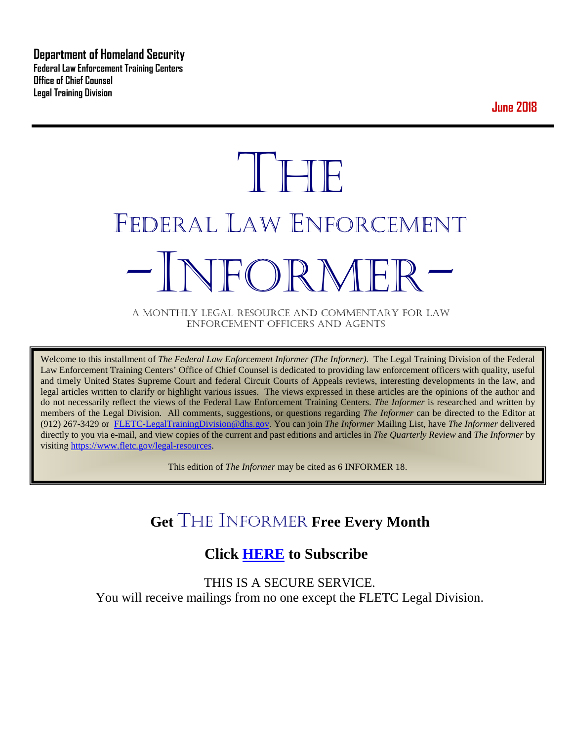**Department of Homeland Security**
**Federal Law Enforcement Training Centers**
**Office of Chief Counsel**
**Legal Training Division**

**June 2018**

# THE
# FEDERAL LAW ENFORCEMENT
# -INFORMER-

A MONTHLY LEGAL RESOURCE AND COMMENTARY FOR LAW ENFORCEMENT OFFICERS AND AGENTS

Welcome to this installment of *The Federal Law Enforcement Informer (The Informer).* The Legal Training Division of the Federal Law Enforcement Training Centers' Office of Chief Counsel is dedicated to providing law enforcement officers with quality, useful and timely United States Supreme Court and federal Circuit Courts of Appeals reviews, interesting developments in the law, and legal articles written to clarify or highlight various issues. The views expressed in these articles are the opinions of the author and do not necessarily reflect the views of the Federal Law Enforcement Training Centers. *The Informer* is researched and written by members of the Legal Division. All comments, suggestions, or questions regarding *The Informer* can be directed to the Editor at (912) 267-3429 or FLETC-LegalTrainingDivision@dhs.gov. You can join *The Informer* Mailing List, have *The Informer* delivered directly to you via e-mail, and view copies of the current and past editions and articles in *The Quarterly Review* and *The Informer* by visiting https://www.fletc.gov/legal-resources.

This edition of *The Informer* may be cited as 6 INFORMER 18.

## Get THE INFORMER Free Every Month

## Click HERE to Subscribe

THIS IS A SECURE SERVICE.
You will receive mailings from no one except the FLETC Legal Division.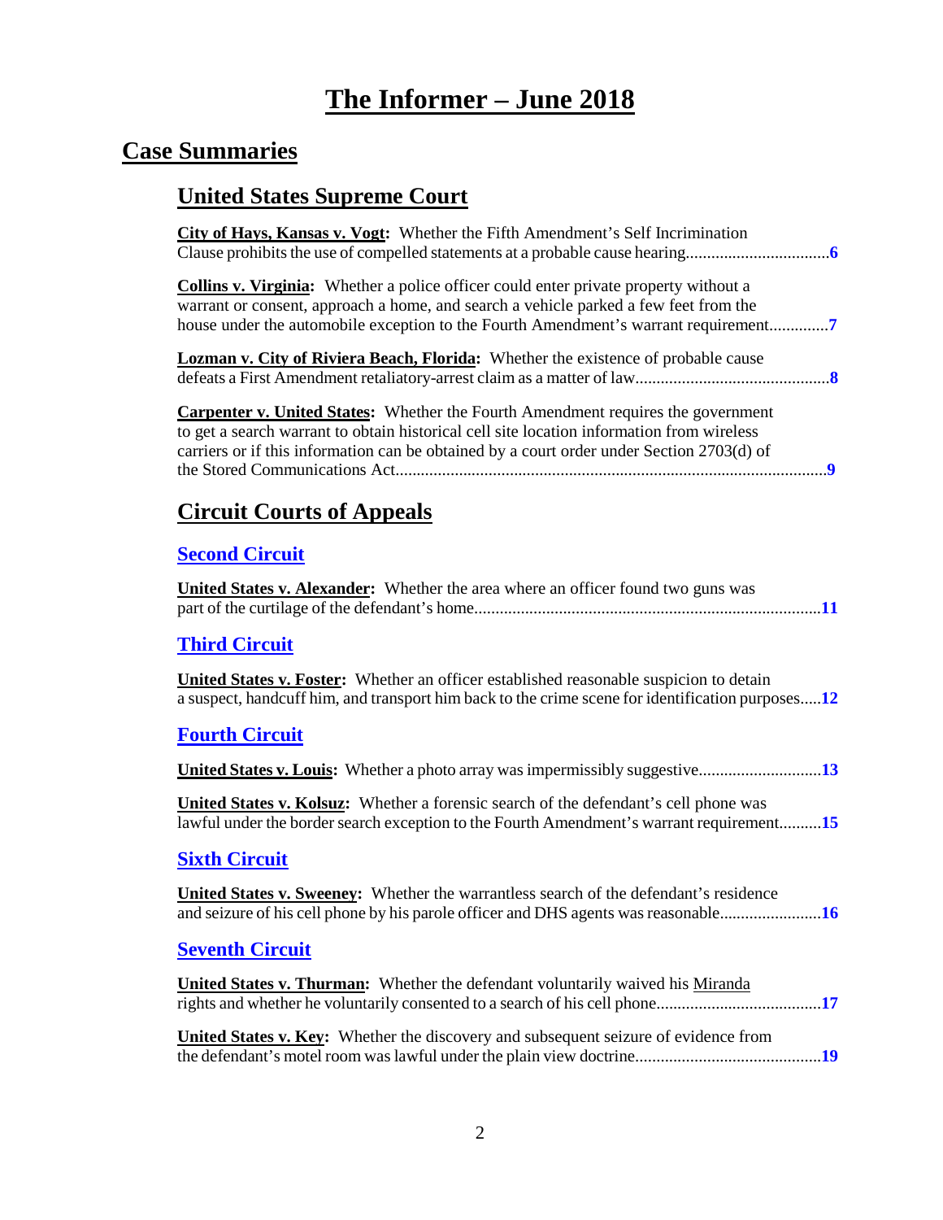# The Informer – June 2018

## Case Summaries

### United States Supreme Court

**City of Hays, Kansas v. Vogt:** Whether the Fifth Amendment's Self Incrimination Clause prohibits the use of compelled statements at a probable cause hearing.................................6

**Collins v. Virginia:** Whether a police officer could enter private property without a warrant or consent, approach a home, and search a vehicle parked a few feet from the house under the automobile exception to the Fourth Amendment's warrant requirement.............7

**Lozman v. City of Riviera Beach, Florida:** Whether the existence of probable cause defeats a First Amendment retaliatory-arrest claim as a matter of law.............................................8

**Carpenter v. United States:** Whether the Fourth Amendment requires the government to get a search warrant to obtain historical cell site location information from wireless carriers or if this information can be obtained by a court order under Section 2703(d) of the Stored Communications Act......................................................................................................9

### Circuit Courts of Appeals

#### Second Circuit

**United States v. Alexander:** Whether the area where an officer found two guns was part of the curtilage of the defendant's home.................................................................................11

#### Third Circuit

**United States v. Foster:** Whether an officer established reasonable suspicion to detain a suspect, handcuff him, and transport him back to the crime scene for identification purposes.....12

#### Fourth Circuit

**United States v. Louis:** Whether a photo array was impermissibly suggestive.............................13

**United States v. Kolsuz:** Whether a forensic search of the defendant's cell phone was lawful under the border search exception to the Fourth Amendment's warrant requirement..........15

#### Sixth Circuit

**United States v. Sweeney:** Whether the warrantless search of the defendant's residence and seizure of his cell phone by his parole officer and DHS agents was reasonable........................16

#### Seventh Circuit

**United States v. Thurman:** Whether the defendant voluntarily waived his Miranda rights and whether he voluntarily consented to a search of his cell phone.......................................17

**United States v. Key:** Whether the discovery and subsequent seizure of evidence from the defendant's motel room was lawful under the plain view doctrine...........................................19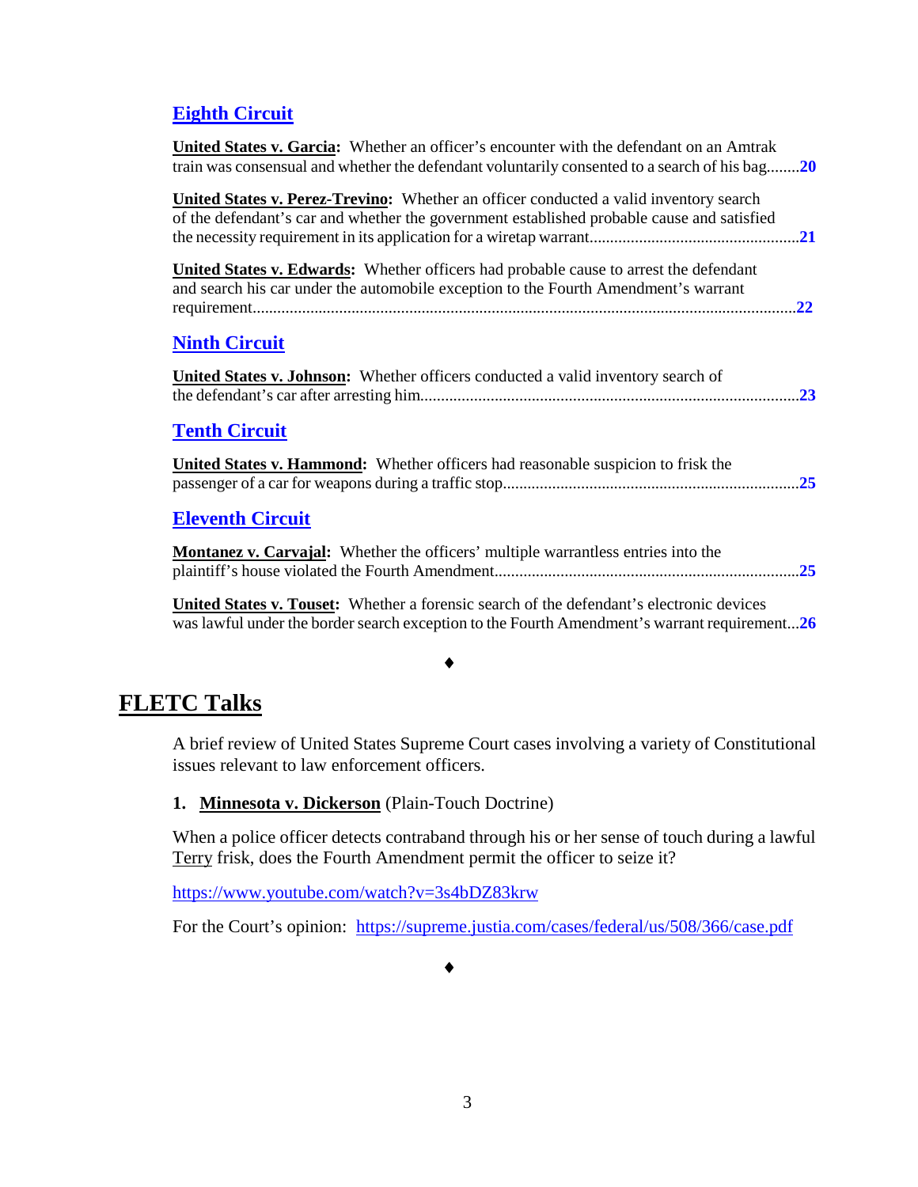## [Eighth Circuit]

**[United States v. Garcia](#):** Whether an officer's encounter with the defendant on an Amtrak train was consensual and whether the defendant voluntarily consented to a search of his bag........**20**

**[United States v. Perez-Trevino](#):** Whether an officer conducted a valid inventory search of the defendant's car and whether the government established probable cause and satisfied the necessity requirement in its application for a wiretap warrant..................................................**21**

**[United States v. Edwards](#):** Whether officers had probable cause to arrest the defendant and search his car under the automobile exception to the Fourth Amendment's warrant requirement....................................................................................................................................**22**

## [Ninth Circuit]

**[United States v. Johnson](#):** Whether officers conducted a valid inventory search of the defendant's car after arresting him...........................................................................................**23**

## [Tenth Circuit]

**[United States v. Hammond](#):** Whether officers had reasonable suspicion to frisk the passenger of a car for weapons during a traffic stop.......................................................................**25**

## [Eleventh Circuit]

**[Montanez v. Carvajal](#):** Whether the officers' multiple warrantless entries into the plaintiff's house violated the Fourth Amendment.........................................................................**25**

**[United States v. Touset](#):** Whether a forensic search of the defendant's electronic devices was lawful under the border search exception to the Fourth Amendment's warrant requirement...**26**

♦

# FLETC Talks

A brief review of United States Supreme Court cases involving a variety of Constitutional issues relevant to law enforcement officers.

**1. Minnesota v. Dickerson** (Plain-Touch Doctrine)

When a police officer detects contraband through his or her sense of touch during a lawful Terry frisk, does the Fourth Amendment permit the officer to seize it?

https://www.youtube.com/watch?v=3s4bDZ83krw

For the Court's opinion: https://supreme.justia.com/cases/federal/us/508/366/case.pdf

♦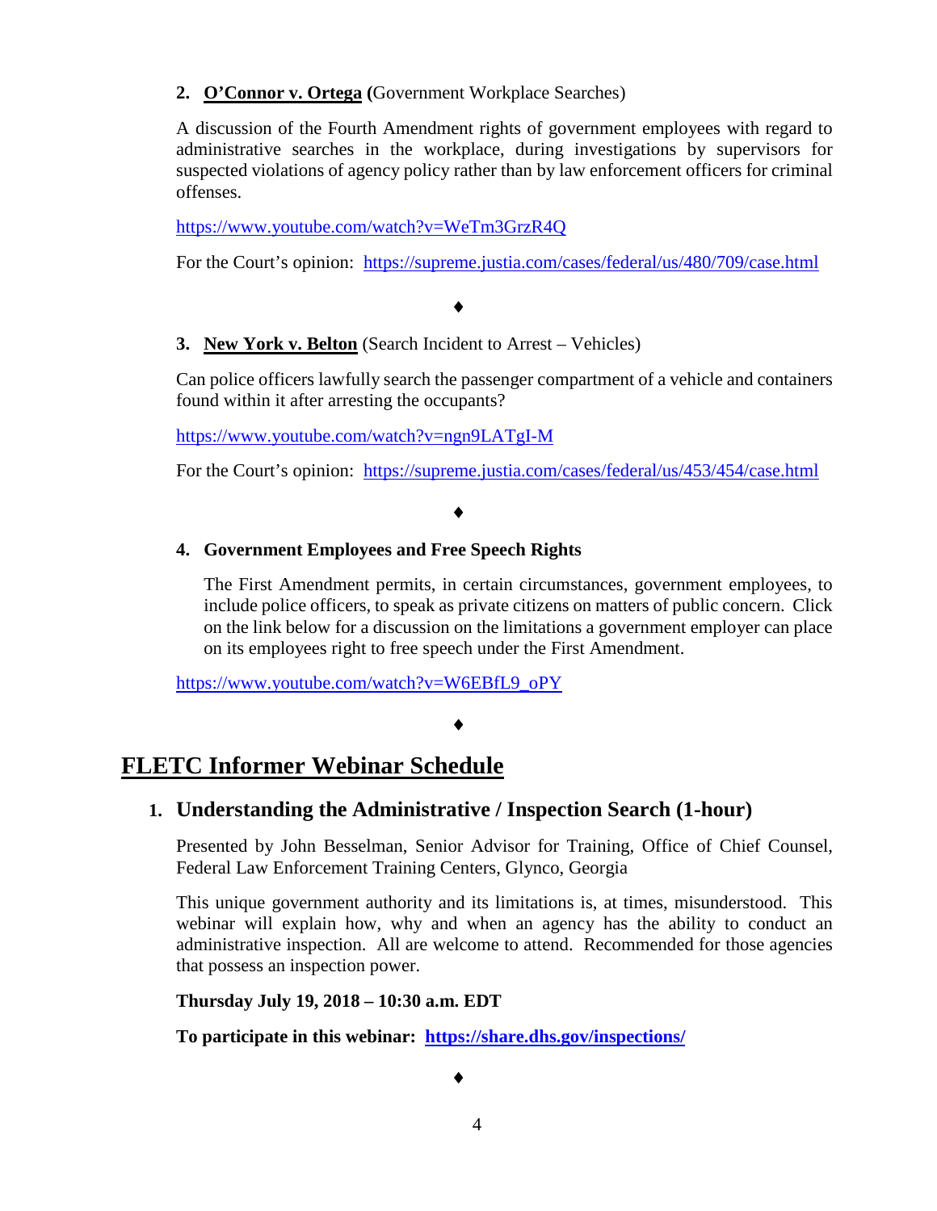2. **O'Connor v. Ortega** (Government Workplace Searches)

A discussion of the Fourth Amendment rights of government employees with regard to administrative searches in the workplace, during investigations by supervisors for suspected violations of agency policy rather than by law enforcement officers for criminal offenses.

https://www.youtube.com/watch?v=WeTm3GrzR4Q

For the Court's opinion: https://supreme.justia.com/cases/federal/us/480/709/case.html

♦

3. **New York v. Belton** (Search Incident to Arrest – Vehicles)

Can police officers lawfully search the passenger compartment of a vehicle and containers found within it after arresting the occupants?

https://www.youtube.com/watch?v=ngn9LATgI-M

For the Court's opinion: https://supreme.justia.com/cases/federal/us/453/454/case.html

♦

4. **Government Employees and Free Speech Rights**

The First Amendment permits, in certain circumstances, government employees, to include police officers, to speak as private citizens on matters of public concern. Click on the link below for a discussion on the limitations a government employer can place on its employees right to free speech under the First Amendment.

https://www.youtube.com/watch?v=W6EBfL9_oPY

♦

# FLETC Informer Webinar Schedule

## 1. Understanding the Administrative / Inspection Search (1-hour)

Presented by John Besselman, Senior Advisor for Training, Office of Chief Counsel, Federal Law Enforcement Training Centers, Glynco, Georgia

This unique government authority and its limitations is, at times, misunderstood. This webinar will explain how, why and when an agency has the ability to conduct an administrative inspection. All are welcome to attend. Recommended for those agencies that possess an inspection power.

**Thursday July 19, 2018 – 10:30 a.m. EDT**

**To participate in this webinar: https://share.dhs.gov/inspections/**

♦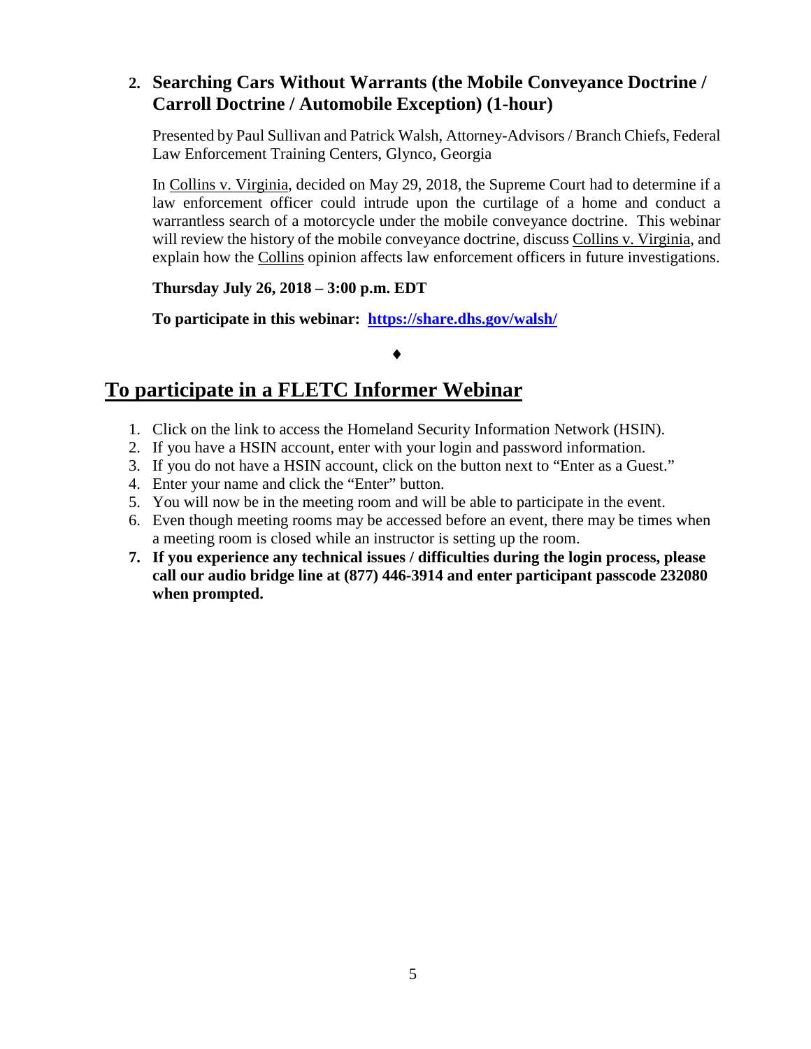2. **Searching Cars Without Warrants (the Mobile Conveyance Doctrine / Carroll Doctrine / Automobile Exception) (1-hour)**

   Presented by Paul Sullivan and Patrick Walsh, Attorney-Advisors / Branch Chiefs, Federal Law Enforcement Training Centers, Glynco, Georgia

   In Collins v. Virginia, decided on May 29, 2018, the Supreme Court had to determine if a law enforcement officer could intrude upon the curtilage of a home and conduct a warrantless search of a motorcycle under the mobile conveyance doctrine. This webinar will review the history of the mobile conveyance doctrine, discuss Collins v. Virginia, and explain how the Collins opinion affects law enforcement officers in future investigations.

   **Thursday July 26, 2018 – 3:00 p.m. EDT**

   **To participate in this webinar: [https://share.dhs.gov/walsh/](https://share.dhs.gov/walsh/)**

♦

## To participate in a FLETC Informer Webinar

1. Click on the link to access the Homeland Security Information Network (HSIN).
2. If you have a HSIN account, enter with your login and password information.
3. If you do not have a HSIN account, click on the button next to "Enter as a Guest."
4. Enter your name and click the "Enter" button.
5. You will now be in the meeting room and will be able to participate in the event.
6. Even though meeting rooms may be accessed before an event, there may be times when a meeting room is closed while an instructor is setting up the room.
7. **If you experience any technical issues / difficulties during the login process, please call our audio bridge line at (877) 446-3914 and enter participant passcode 232080 when prompted.**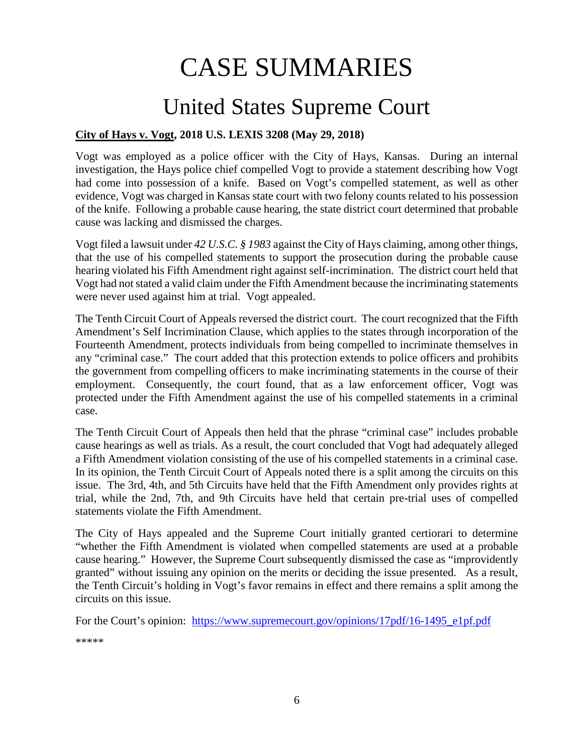# CASE SUMMARIES

## United States Supreme Court

**<u>City of Hays v. Vogt</u>, 2018 U.S. LEXIS 3208 (May 29, 2018)**

Vogt was employed as a police officer with the City of Hays, Kansas. During an internal investigation, the Hays police chief compelled Vogt to provide a statement describing how Vogt had come into possession of a knife. Based on Vogt's compelled statement, as well as other evidence, Vogt was charged in Kansas state court with two felony counts related to his possession of the knife. Following a probable cause hearing, the state district court determined that probable cause was lacking and dismissed the charges.

Vogt filed a lawsuit under *42 U.S.C. § 1983* against the City of Hays claiming, among other things, that the use of his compelled statements to support the prosecution during the probable cause hearing violated his Fifth Amendment right against self-incrimination. The district court held that Vogt had not stated a valid claim under the Fifth Amendment because the incriminating statements were never used against him at trial. Vogt appealed.

The Tenth Circuit Court of Appeals reversed the district court. The court recognized that the Fifth Amendment's Self Incrimination Clause, which applies to the states through incorporation of the Fourteenth Amendment, protects individuals from being compelled to incriminate themselves in any "criminal case." The court added that this protection extends to police officers and prohibits the government from compelling officers to make incriminating statements in the course of their employment. Consequently, the court found, that as a law enforcement officer, Vogt was protected under the Fifth Amendment against the use of his compelled statements in a criminal case.

The Tenth Circuit Court of Appeals then held that the phrase "criminal case" includes probable cause hearings as well as trials. As a result, the court concluded that Vogt had adequately alleged a Fifth Amendment violation consisting of the use of his compelled statements in a criminal case. In its opinion, the Tenth Circuit Court of Appeals noted there is a split among the circuits on this issue. The 3rd, 4th, and 5th Circuits have held that the Fifth Amendment only provides rights at trial, while the 2nd, 7th, and 9th Circuits have held that certain pre-trial uses of compelled statements violate the Fifth Amendment.

The City of Hays appealed and the Supreme Court initially granted certiorari to determine "whether the Fifth Amendment is violated when compelled statements are used at a probable cause hearing." However, the Supreme Court subsequently dismissed the case as "improvidently granted" without issuing any opinion on the merits or deciding the issue presented. As a result, the Tenth Circuit's holding in Vogt's favor remains in effect and there remains a split among the circuits on this issue.

For the Court's opinion: [https://www.supremecourt.gov/opinions/17pdf/16-1495_e1pf.pdf](https://www.supremecourt.gov/opinions/17pdf/16-1495_e1pf.pdf)

*****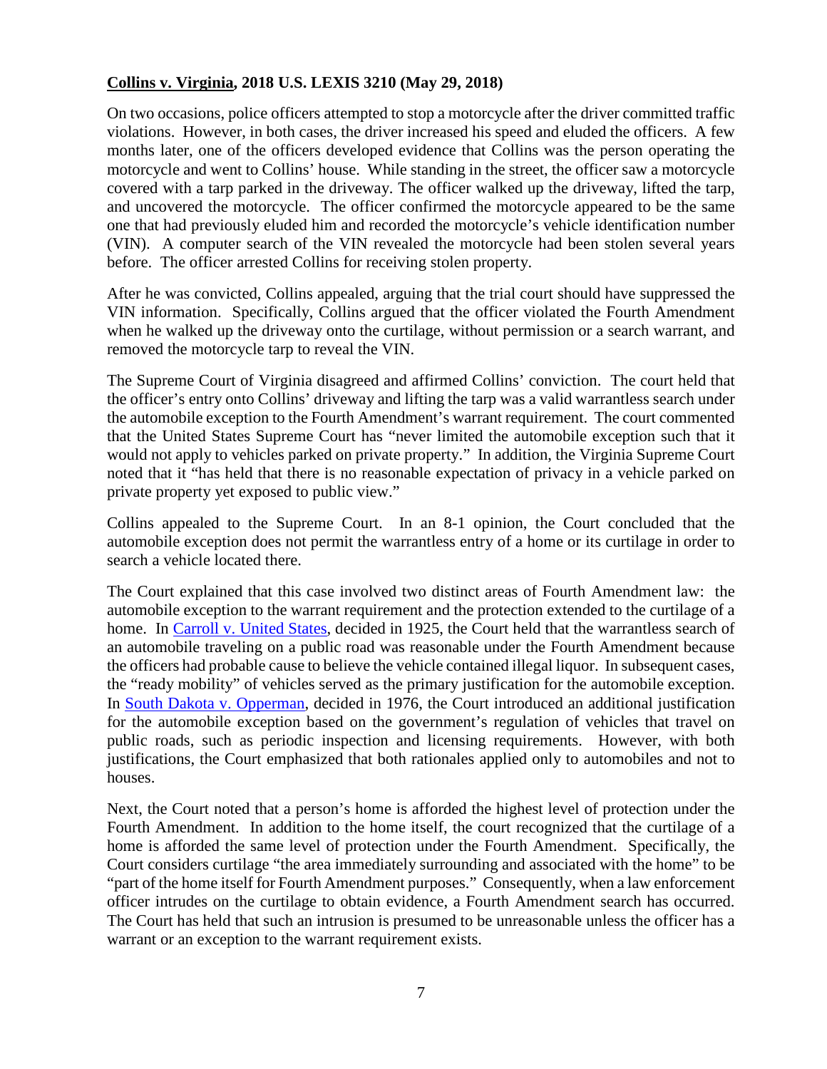**Collins v. Virginia, 2018 U.S. LEXIS 3210 (May 29, 2018)**

On two occasions, police officers attempted to stop a motorcycle after the driver committed traffic violations. However, in both cases, the driver increased his speed and eluded the officers. A few months later, one of the officers developed evidence that Collins was the person operating the motorcycle and went to Collins' house. While standing in the street, the officer saw a motorcycle covered with a tarp parked in the driveway. The officer walked up the driveway, lifted the tarp, and uncovered the motorcycle. The officer confirmed the motorcycle appeared to be the same one that had previously eluded him and recorded the motorcycle's vehicle identification number (VIN). A computer search of the VIN revealed the motorcycle had been stolen several years before. The officer arrested Collins for receiving stolen property.

After he was convicted, Collins appealed, arguing that the trial court should have suppressed the VIN information. Specifically, Collins argued that the officer violated the Fourth Amendment when he walked up the driveway onto the curtilage, without permission or a search warrant, and removed the motorcycle tarp to reveal the VIN.

The Supreme Court of Virginia disagreed and affirmed Collins' conviction. The court held that the officer's entry onto Collins' driveway and lifting the tarp was a valid warrantless search under the automobile exception to the Fourth Amendment's warrant requirement. The court commented that the United States Supreme Court has "never limited the automobile exception such that it would not apply to vehicles parked on private property." In addition, the Virginia Supreme Court noted that it "has held that there is no reasonable expectation of privacy in a vehicle parked on private property yet exposed to public view."

Collins appealed to the Supreme Court. In an 8-1 opinion, the Court concluded that the automobile exception does not permit the warrantless entry of a home or its curtilage in order to search a vehicle located there.

The Court explained that this case involved two distinct areas of Fourth Amendment law: the automobile exception to the warrant requirement and the protection extended to the curtilage of a home. In [Carroll v. United States](), decided in 1925, the Court held that the warrantless search of an automobile traveling on a public road was reasonable under the Fourth Amendment because the officers had probable cause to believe the vehicle contained illegal liquor. In subsequent cases, the "ready mobility" of vehicles served as the primary justification for the automobile exception. In [South Dakota v. Opperman](), decided in 1976, the Court introduced an additional justification for the automobile exception based on the government's regulation of vehicles that travel on public roads, such as periodic inspection and licensing requirements. However, with both justifications, the Court emphasized that both rationales applied only to automobiles and not to houses.

Next, the Court noted that a person's home is afforded the highest level of protection under the Fourth Amendment. In addition to the home itself, the court recognized that the curtilage of a home is afforded the same level of protection under the Fourth Amendment. Specifically, the Court considers curtilage "the area immediately surrounding and associated with the home" to be "part of the home itself for Fourth Amendment purposes." Consequently, when a law enforcement officer intrudes on the curtilage to obtain evidence, a Fourth Amendment search has occurred. The Court has held that such an intrusion is presumed to be unreasonable unless the officer has a warrant or an exception to the warrant requirement exists.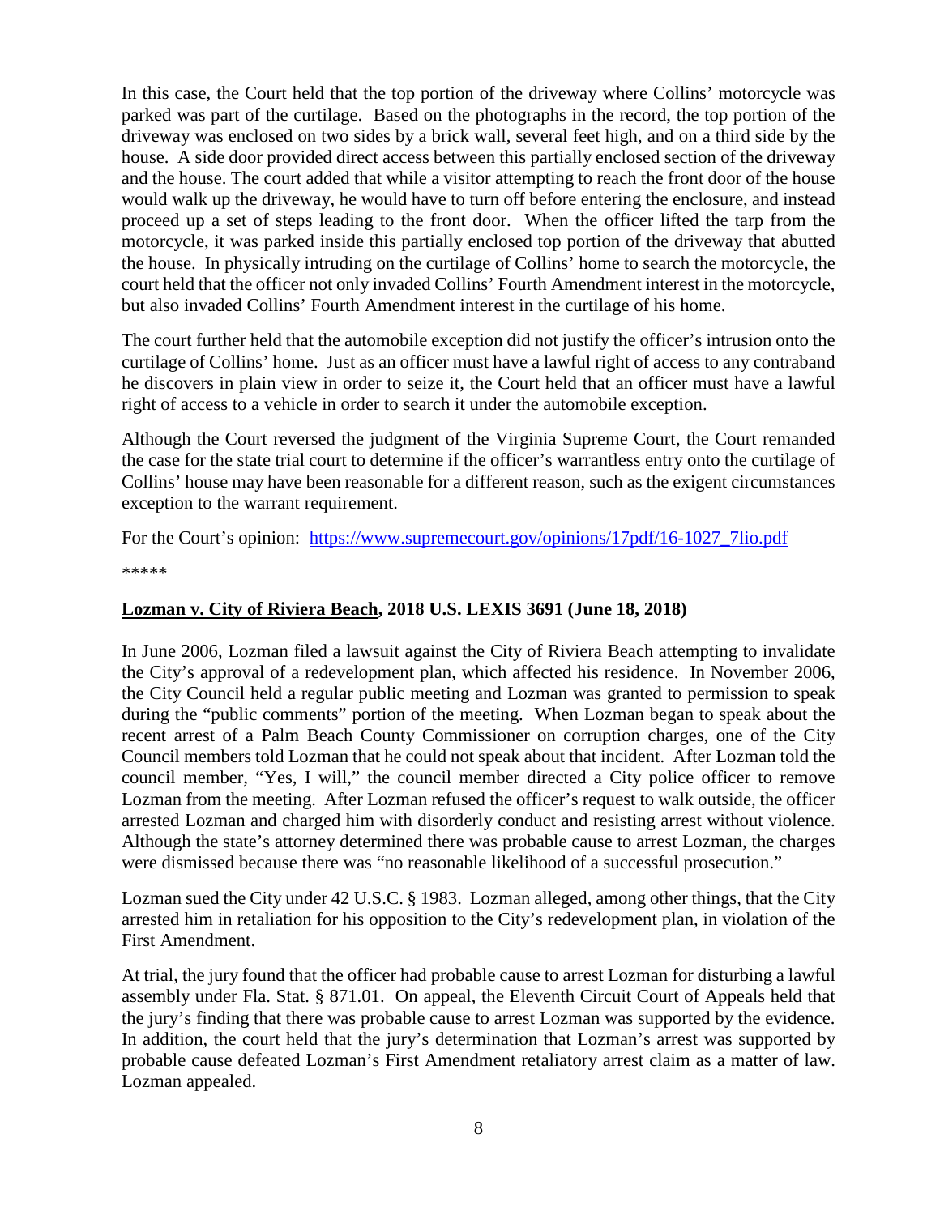In this case, the Court held that the top portion of the driveway where Collins' motorcycle was parked was part of the curtilage. Based on the photographs in the record, the top portion of the driveway was enclosed on two sides by a brick wall, several feet high, and on a third side by the house. A side door provided direct access between this partially enclosed section of the driveway and the house. The court added that while a visitor attempting to reach the front door of the house would walk up the driveway, he would have to turn off before entering the enclosure, and instead proceed up a set of steps leading to the front door. When the officer lifted the tarp from the motorcycle, it was parked inside this partially enclosed top portion of the driveway that abutted the house. In physically intruding on the curtilage of Collins' home to search the motorcycle, the court held that the officer not only invaded Collins' Fourth Amendment interest in the motorcycle, but also invaded Collins' Fourth Amendment interest in the curtilage of his home.

The court further held that the automobile exception did not justify the officer's intrusion onto the curtilage of Collins' home. Just as an officer must have a lawful right of access to any contraband he discovers in plain view in order to seize it, the Court held that an officer must have a lawful right of access to a vehicle in order to search it under the automobile exception.

Although the Court reversed the judgment of the Virginia Supreme Court, the Court remanded the case for the state trial court to determine if the officer's warrantless entry onto the curtilage of Collins' house may have been reasonable for a different reason, such as the exigent circumstances exception to the warrant requirement.

For the Court's opinion: [https://www.supremecourt.gov/opinions/17pdf/16-1027_7lio.pdf](https://www.supremecourt.gov/opinions/17pdf/16-1027_7lio.pdf)

*****

**Lozman v. City of Riviera Beach, 2018 U.S. LEXIS 3691 (June 18, 2018)**

In June 2006, Lozman filed a lawsuit against the City of Riviera Beach attempting to invalidate the City's approval of a redevelopment plan, which affected his residence. In November 2006, the City Council held a regular public meeting and Lozman was granted to permission to speak during the "public comments" portion of the meeting. When Lozman began to speak about the recent arrest of a Palm Beach County Commissioner on corruption charges, one of the City Council members told Lozman that he could not speak about that incident. After Lozman told the council member, "Yes, I will," the council member directed a City police officer to remove Lozman from the meeting. After Lozman refused the officer's request to walk outside, the officer arrested Lozman and charged him with disorderly conduct and resisting arrest without violence. Although the state's attorney determined there was probable cause to arrest Lozman, the charges were dismissed because there was "no reasonable likelihood of a successful prosecution."

Lozman sued the City under 42 U.S.C. § 1983. Lozman alleged, among other things, that the City arrested him in retaliation for his opposition to the City's redevelopment plan, in violation of the First Amendment.

At trial, the jury found that the officer had probable cause to arrest Lozman for disturbing a lawful assembly under Fla. Stat. § 871.01. On appeal, the Eleventh Circuit Court of Appeals held that the jury's finding that there was probable cause to arrest Lozman was supported by the evidence. In addition, the court held that the jury's determination that Lozman's arrest was supported by probable cause defeated Lozman's First Amendment retaliatory arrest claim as a matter of law. Lozman appealed.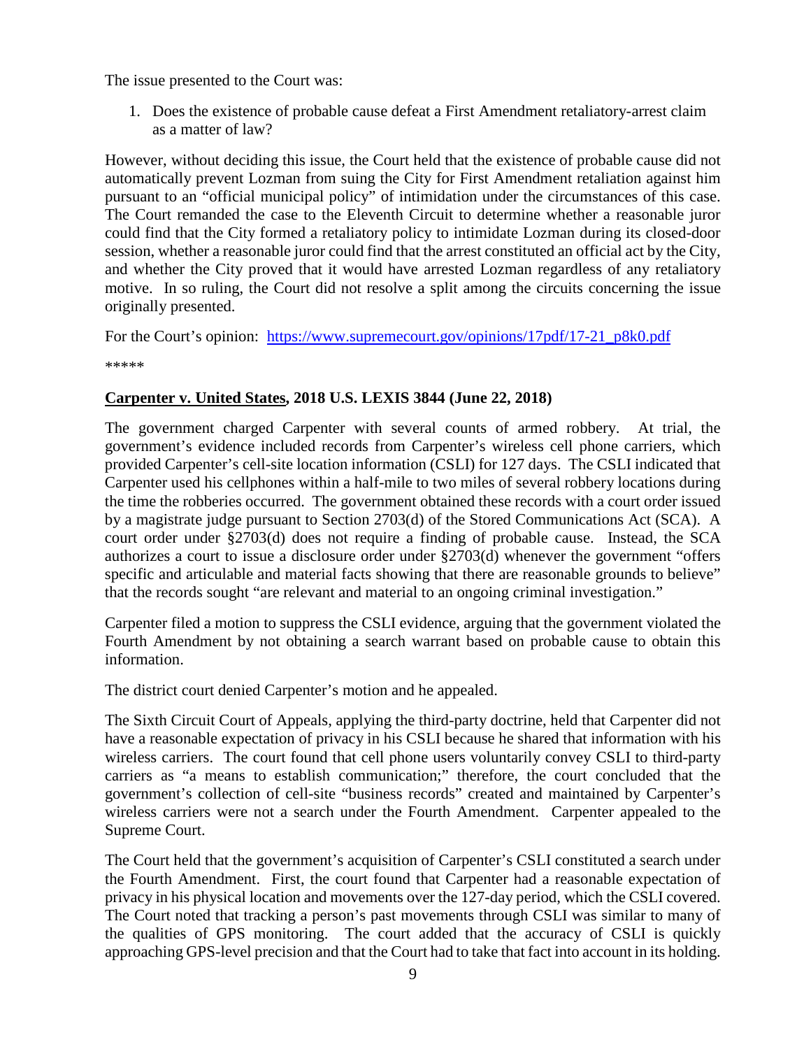The issue presented to the Court was:

1. Does the existence of probable cause defeat a First Amendment retaliatory-arrest claim as a matter of law?

However, without deciding this issue, the Court held that the existence of probable cause did not automatically prevent Lozman from suing the City for First Amendment retaliation against him pursuant to an "official municipal policy" of intimidation under the circumstances of this case. The Court remanded the case to the Eleventh Circuit to determine whether a reasonable juror could find that the City formed a retaliatory policy to intimidate Lozman during its closed-door session, whether a reasonable juror could find that the arrest constituted an official act by the City, and whether the City proved that it would have arrested Lozman regardless of any retaliatory motive. In so ruling, the Court did not resolve a split among the circuits concerning the issue originally presented.

For the Court's opinion: [https://www.supremecourt.gov/opinions/17pdf/17-21_p8k0.pdf](https://www.supremecourt.gov/opinions/17pdf/17-21_p8k0.pdf)

*****

**<u>Carpenter v. United States</u>, 2018 U.S. LEXIS 3844 (June 22, 2018)**

The government charged Carpenter with several counts of armed robbery. At trial, the government's evidence included records from Carpenter's wireless cell phone carriers, which provided Carpenter's cell-site location information (CSLI) for 127 days. The CSLI indicated that Carpenter used his cellphones within a half-mile to two miles of several robbery locations during the time the robberies occurred. The government obtained these records with a court order issued by a magistrate judge pursuant to Section 2703(d) of the Stored Communications Act (SCA). A court order under §2703(d) does not require a finding of probable cause. Instead, the SCA authorizes a court to issue a disclosure order under §2703(d) whenever the government "offers specific and articulable and material facts showing that there are reasonable grounds to believe" that the records sought "are relevant and material to an ongoing criminal investigation."

Carpenter filed a motion to suppress the CSLI evidence, arguing that the government violated the Fourth Amendment by not obtaining a search warrant based on probable cause to obtain this information.

The district court denied Carpenter's motion and he appealed.

The Sixth Circuit Court of Appeals, applying the third-party doctrine, held that Carpenter did not have a reasonable expectation of privacy in his CSLI because he shared that information with his wireless carriers. The court found that cell phone users voluntarily convey CSLI to third-party carriers as "a means to establish communication;" therefore, the court concluded that the government's collection of cell-site "business records" created and maintained by Carpenter's wireless carriers were not a search under the Fourth Amendment. Carpenter appealed to the Supreme Court.

The Court held that the government's acquisition of Carpenter's CSLI constituted a search under the Fourth Amendment. First, the court found that Carpenter had a reasonable expectation of privacy in his physical location and movements over the 127-day period, which the CSLI covered. The Court noted that tracking a person's past movements through CSLI was similar to many of the qualities of GPS monitoring. The court added that the accuracy of CSLI is quickly approaching GPS-level precision and that the Court had to take that fact into account in its holding.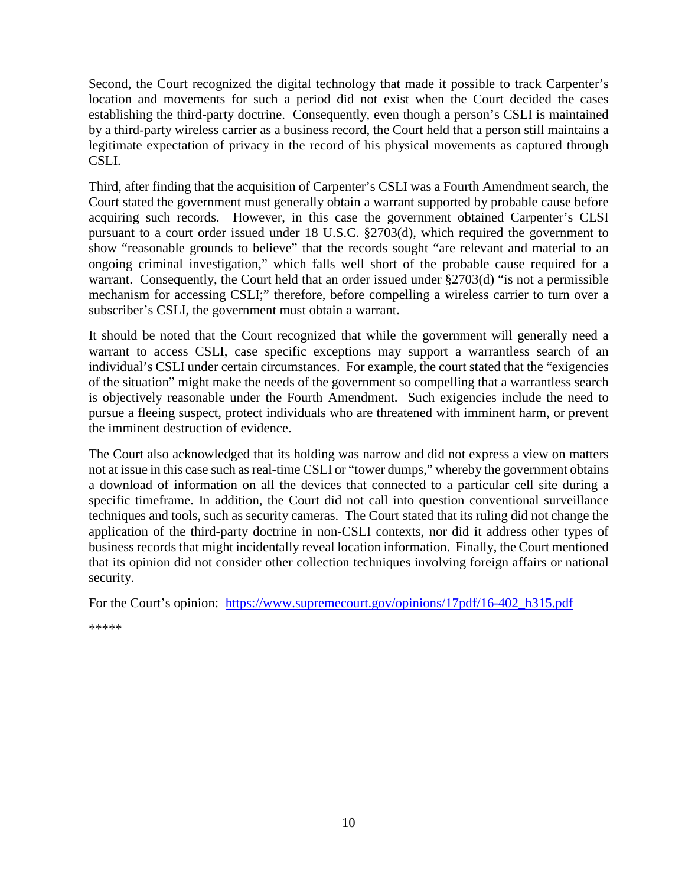Second, the Court recognized the digital technology that made it possible to track Carpenter's location and movements for such a period did not exist when the Court decided the cases establishing the third-party doctrine. Consequently, even though a person's CSLI is maintained by a third-party wireless carrier as a business record, the Court held that a person still maintains a legitimate expectation of privacy in the record of his physical movements as captured through CSLI.

Third, after finding that the acquisition of Carpenter's CSLI was a Fourth Amendment search, the Court stated the government must generally obtain a warrant supported by probable cause before acquiring such records. However, in this case the government obtained Carpenter's CLSI pursuant to a court order issued under 18 U.S.C. §2703(d), which required the government to show "reasonable grounds to believe" that the records sought "are relevant and material to an ongoing criminal investigation," which falls well short of the probable cause required for a warrant. Consequently, the Court held that an order issued under §2703(d) "is not a permissible mechanism for accessing CSLI;" therefore, before compelling a wireless carrier to turn over a subscriber's CSLI, the government must obtain a warrant.

It should be noted that the Court recognized that while the government will generally need a warrant to access CSLI, case specific exceptions may support a warrantless search of an individual's CSLI under certain circumstances. For example, the court stated that the "exigencies of the situation" might make the needs of the government so compelling that a warrantless search is objectively reasonable under the Fourth Amendment. Such exigencies include the need to pursue a fleeing suspect, protect individuals who are threatened with imminent harm, or prevent the imminent destruction of evidence.

The Court also acknowledged that its holding was narrow and did not express a view on matters not at issue in this case such as real-time CSLI or "tower dumps," whereby the government obtains a download of information on all the devices that connected to a particular cell site during a specific timeframe. In addition, the Court did not call into question conventional surveillance techniques and tools, such as security cameras. The Court stated that its ruling did not change the application of the third-party doctrine in non-CSLI contexts, nor did it address other types of business records that might incidentally reveal location information. Finally, the Court mentioned that its opinion did not consider other collection techniques involving foreign affairs or national security.

For the Court's opinion: https://www.supremecourt.gov/opinions/17pdf/16-402_h315.pdf

*****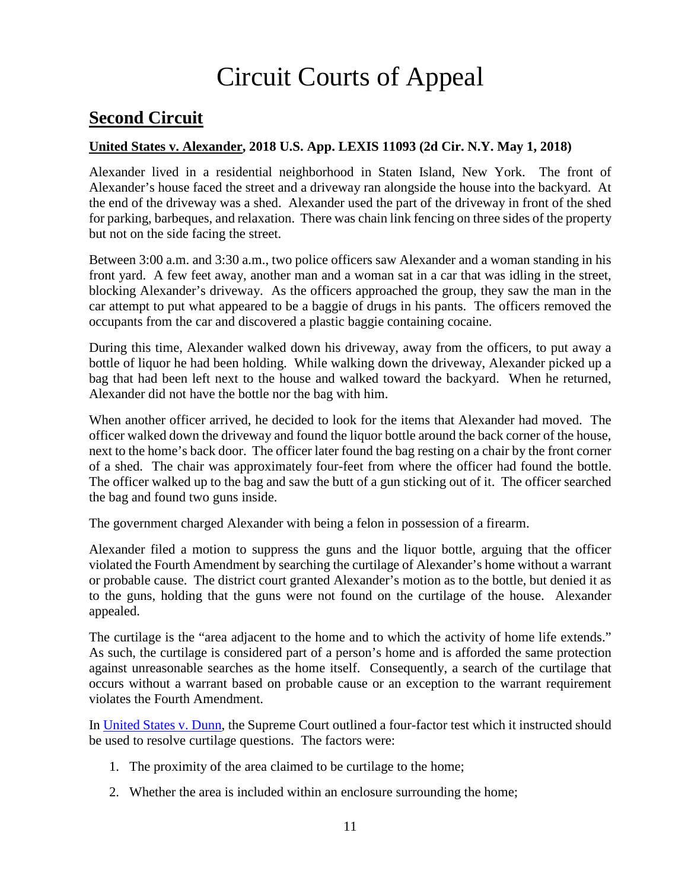# Circuit Courts of Appeal

## Second Circuit

**United States v. Alexander, 2018 U.S. App. LEXIS 11093 (2d Cir. N.Y. May 1, 2018)**

Alexander lived in a residential neighborhood in Staten Island, New York. The front of Alexander's house faced the street and a driveway ran alongside the house into the backyard. At the end of the driveway was a shed. Alexander used the part of the driveway in front of the shed for parking, barbeques, and relaxation. There was chain link fencing on three sides of the property but not on the side facing the street.

Between 3:00 a.m. and 3:30 a.m., two police officers saw Alexander and a woman standing in his front yard. A few feet away, another man and a woman sat in a car that was idling in the street, blocking Alexander's driveway. As the officers approached the group, they saw the man in the car attempt to put what appeared to be a baggie of drugs in his pants. The officers removed the occupants from the car and discovered a plastic baggie containing cocaine.

During this time, Alexander walked down his driveway, away from the officers, to put away a bottle of liquor he had been holding. While walking down the driveway, Alexander picked up a bag that had been left next to the house and walked toward the backyard. When he returned, Alexander did not have the bottle nor the bag with him.

When another officer arrived, he decided to look for the items that Alexander had moved. The officer walked down the driveway and found the liquor bottle around the back corner of the house, next to the home's back door. The officer later found the bag resting on a chair by the front corner of a shed. The chair was approximately four-feet from where the officer had found the bottle. The officer walked up to the bag and saw the butt of a gun sticking out of it. The officer searched the bag and found two guns inside.

The government charged Alexander with being a felon in possession of a firearm.

Alexander filed a motion to suppress the guns and the liquor bottle, arguing that the officer violated the Fourth Amendment by searching the curtilage of Alexander's home without a warrant or probable cause. The district court granted Alexander's motion as to the bottle, but denied it as to the guns, holding that the guns were not found on the curtilage of the house. Alexander appealed.

The curtilage is the "area adjacent to the home and to which the activity of home life extends." As such, the curtilage is considered part of a person's home and is afforded the same protection against unreasonable searches as the home itself. Consequently, a search of the curtilage that occurs without a warrant based on probable cause or an exception to the warrant requirement violates the Fourth Amendment.

In United States v. Dunn, the Supreme Court outlined a four-factor test which it instructed should be used to resolve curtilage questions. The factors were:

1. The proximity of the area claimed to be curtilage to the home;
2. Whether the area is included within an enclosure surrounding the home;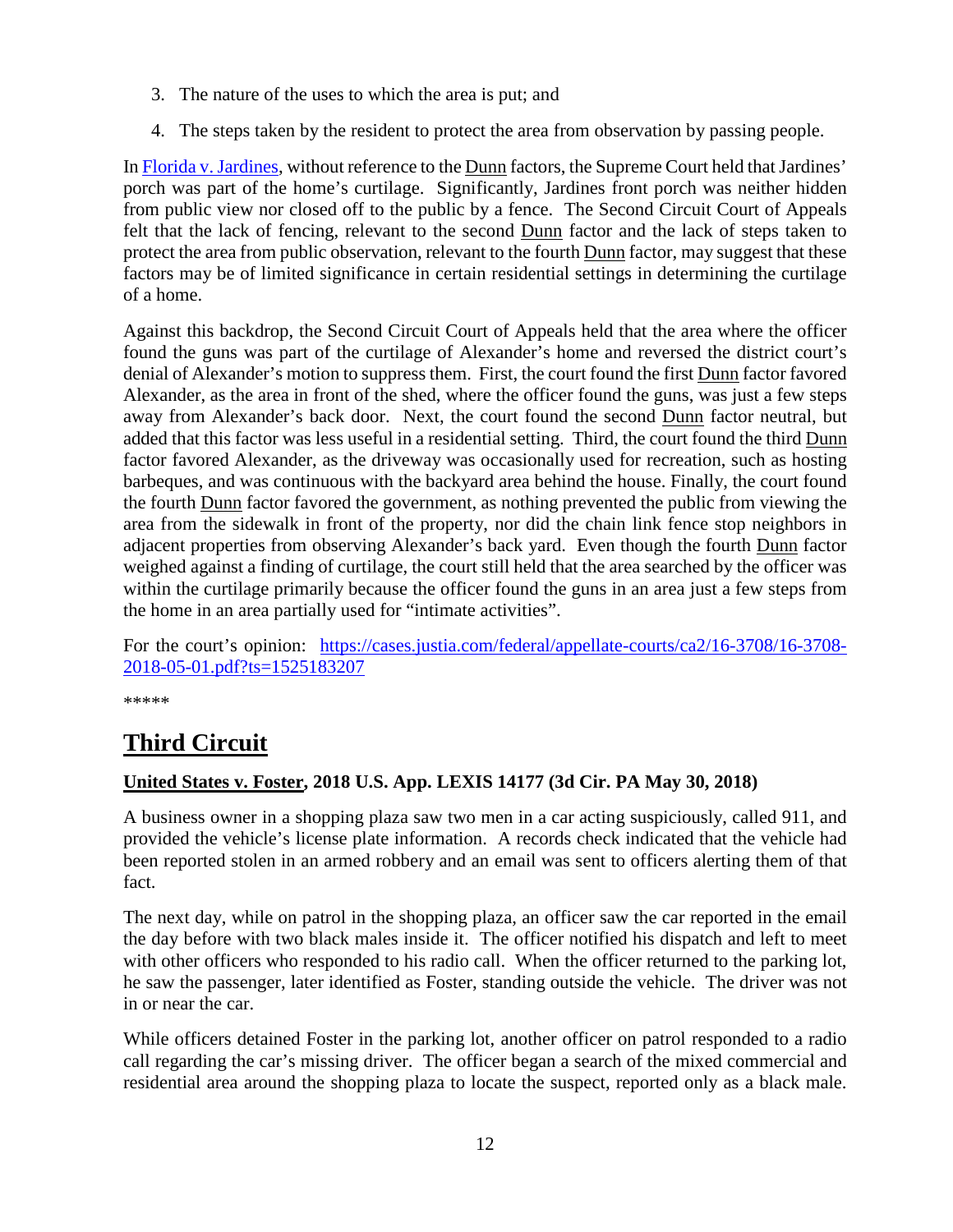3. The nature of the uses to which the area is put; and
4. The steps taken by the resident to protect the area from observation by passing people.

In [Florida v. Jardines](), without reference to the Dunn factors, the Supreme Court held that Jardines' porch was part of the home's curtilage. Significantly, Jardines front porch was neither hidden from public view nor closed off to the public by a fence. The Second Circuit Court of Appeals felt that the lack of fencing, relevant to the second Dunn factor and the lack of steps taken to protect the area from public observation, relevant to the fourth Dunn factor, may suggest that these factors may be of limited significance in certain residential settings in determining the curtilage of a home.

Against this backdrop, the Second Circuit Court of Appeals held that the area where the officer found the guns was part of the curtilage of Alexander's home and reversed the district court's denial of Alexander's motion to suppress them. First, the court found the first Dunn factor favored Alexander, as the area in front of the shed, where the officer found the guns, was just a few steps away from Alexander's back door. Next, the court found the second Dunn factor neutral, but added that this factor was less useful in a residential setting. Third, the court found the third Dunn factor favored Alexander, as the driveway was occasionally used for recreation, such as hosting barbeques, and was continuous with the backyard area behind the house. Finally, the court found the fourth Dunn factor favored the government, as nothing prevented the public from viewing the area from the sidewalk in front of the property, nor did the chain link fence stop neighbors in adjacent properties from observing Alexander's back yard. Even though the fourth Dunn factor weighed against a finding of curtilage, the court still held that the area searched by the officer was within the curtilage primarily because the officer found the guns in an area just a few steps from the home in an area partially used for "intimate activities".

For the court's opinion: https://cases.justia.com/federal/appellate-courts/ca2/16-3708/16-3708-2018-05-01.pdf?ts=1525183207

*****

# Third Circuit

### United States v. Foster, 2018 U.S. App. LEXIS 14177 (3d Cir. PA May 30, 2018)

A business owner in a shopping plaza saw two men in a car acting suspiciously, called 911, and provided the vehicle's license plate information. A records check indicated that the vehicle had been reported stolen in an armed robbery and an email was sent to officers alerting them of that fact.

The next day, while on patrol in the shopping plaza, an officer saw the car reported in the email the day before with two black males inside it. The officer notified his dispatch and left to meet with other officers who responded to his radio call. When the officer returned to the parking lot, he saw the passenger, later identified as Foster, standing outside the vehicle. The driver was not in or near the car.

While officers detained Foster in the parking lot, another officer on patrol responded to a radio call regarding the car's missing driver. The officer began a search of the mixed commercial and residential area around the shopping plaza to locate the suspect, reported only as a black male.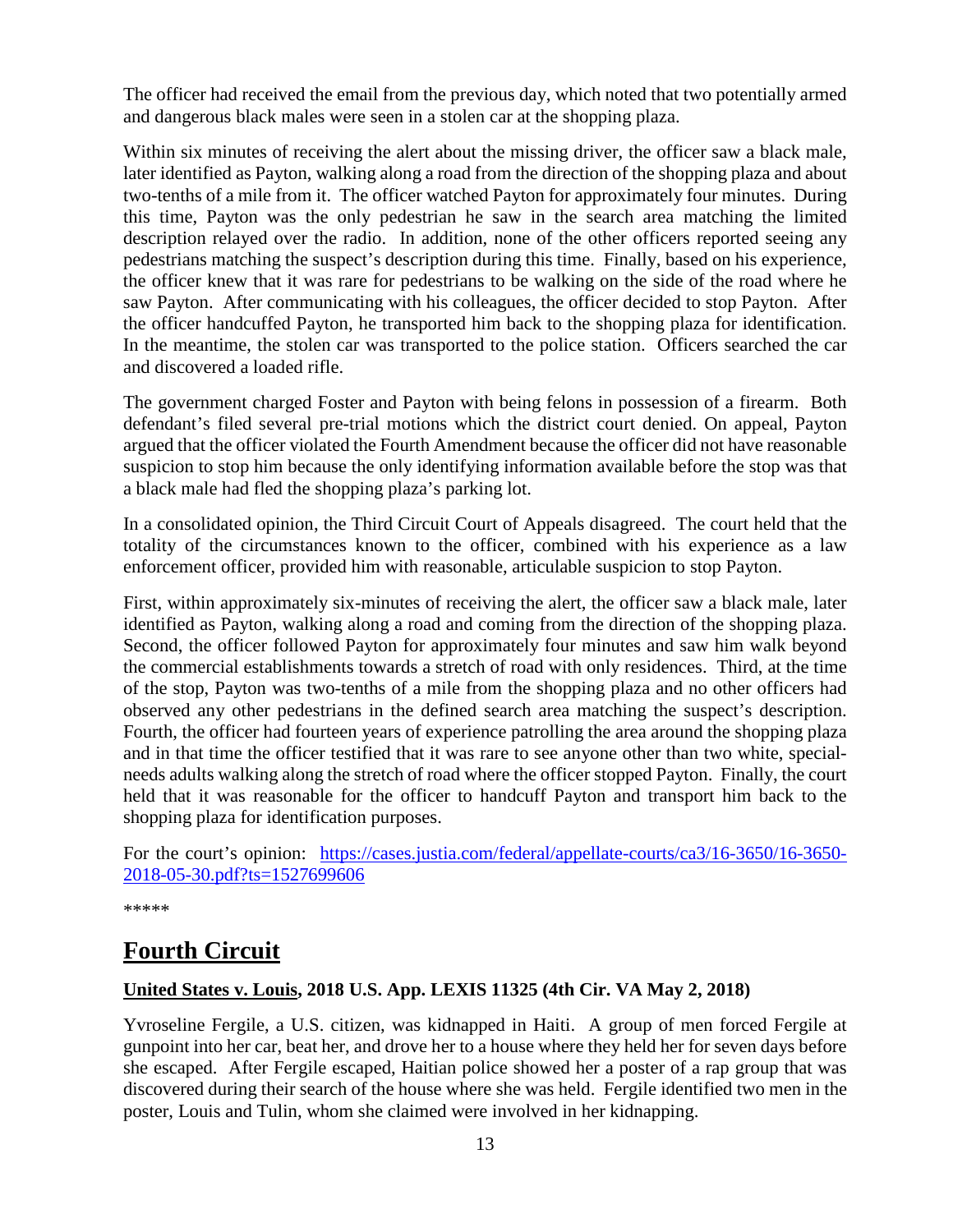The officer had received the email from the previous day, which noted that two potentially armed and dangerous black males were seen in a stolen car at the shopping plaza.

Within six minutes of receiving the alert about the missing driver, the officer saw a black male, later identified as Payton, walking along a road from the direction of the shopping plaza and about two-tenths of a mile from it. The officer watched Payton for approximately four minutes. During this time, Payton was the only pedestrian he saw in the search area matching the limited description relayed over the radio. In addition, none of the other officers reported seeing any pedestrians matching the suspect's description during this time. Finally, based on his experience, the officer knew that it was rare for pedestrians to be walking on the side of the road where he saw Payton. After communicating with his colleagues, the officer decided to stop Payton. After the officer handcuffed Payton, he transported him back to the shopping plaza for identification. In the meantime, the stolen car was transported to the police station. Officers searched the car and discovered a loaded rifle.

The government charged Foster and Payton with being felons in possession of a firearm. Both defendant's filed several pre-trial motions which the district court denied. On appeal, Payton argued that the officer violated the Fourth Amendment because the officer did not have reasonable suspicion to stop him because the only identifying information available before the stop was that a black male had fled the shopping plaza's parking lot.

In a consolidated opinion, the Third Circuit Court of Appeals disagreed. The court held that the totality of the circumstances known to the officer, combined with his experience as a law enforcement officer, provided him with reasonable, articulable suspicion to stop Payton.

First, within approximately six-minutes of receiving the alert, the officer saw a black male, later identified as Payton, walking along a road and coming from the direction of the shopping plaza. Second, the officer followed Payton for approximately four minutes and saw him walk beyond the commercial establishments towards a stretch of road with only residences. Third, at the time of the stop, Payton was two-tenths of a mile from the shopping plaza and no other officers had observed any other pedestrians in the defined search area matching the suspect's description. Fourth, the officer had fourteen years of experience patrolling the area around the shopping plaza and in that time the officer testified that it was rare to see anyone other than two white, special-needs adults walking along the stretch of road where the officer stopped Payton. Finally, the court held that it was reasonable for the officer to handcuff Payton and transport him back to the shopping plaza for identification purposes.

For the court's opinion: [https://cases.justia.com/federal/appellate-courts/ca3/16-3650/16-3650-2018-05-30.pdf?ts=1527699606](https://cases.justia.com/federal/appellate-courts/ca3/16-3650/16-3650-2018-05-30.pdf?ts=1527699606)

*****

# Fourth Circuit

### United States v. Louis, 2018 U.S. App. LEXIS 11325 (4th Cir. VA May 2, 2018)

Yvroseline Fergile, a U.S. citizen, was kidnapped in Haiti. A group of men forced Fergile at gunpoint into her car, beat her, and drove her to a house where they held her for seven days before she escaped. After Fergile escaped, Haitian police showed her a poster of a rap group that was discovered during their search of the house where she was held. Fergile identified two men in the poster, Louis and Tulin, whom she claimed were involved in her kidnapping.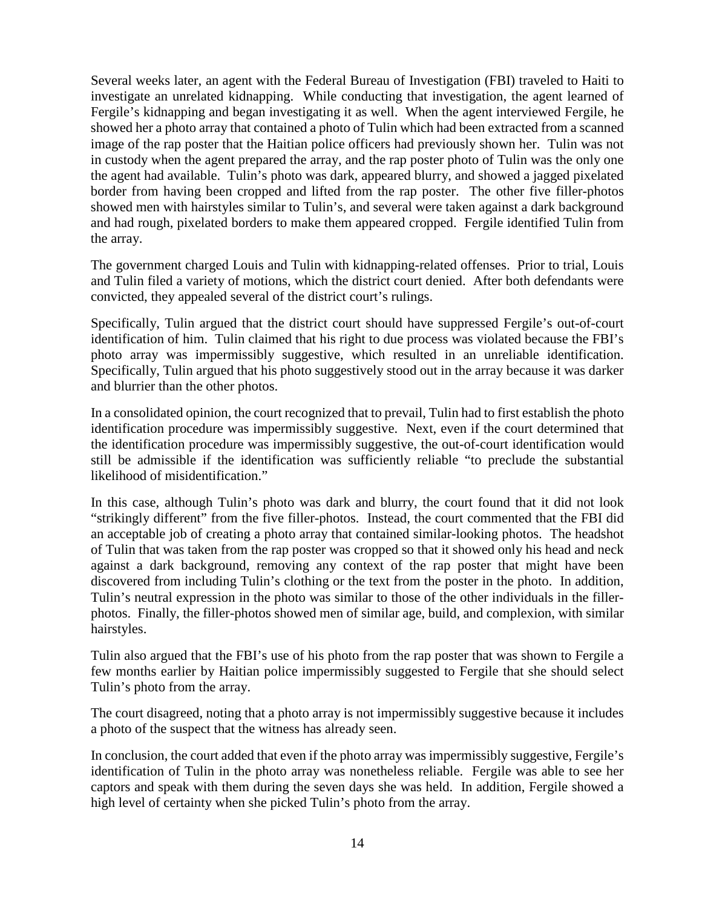Several weeks later, an agent with the Federal Bureau of Investigation (FBI) traveled to Haiti to investigate an unrelated kidnapping. While conducting that investigation, the agent learned of Fergile's kidnapping and began investigating it as well. When the agent interviewed Fergile, he showed her a photo array that contained a photo of Tulin which had been extracted from a scanned image of the rap poster that the Haitian police officers had previously shown her. Tulin was not in custody when the agent prepared the array, and the rap poster photo of Tulin was the only one the agent had available. Tulin's photo was dark, appeared blurry, and showed a jagged pixelated border from having been cropped and lifted from the rap poster. The other five filler-photos showed men with hairstyles similar to Tulin's, and several were taken against a dark background and had rough, pixelated borders to make them appeared cropped. Fergile identified Tulin from the array.

The government charged Louis and Tulin with kidnapping-related offenses. Prior to trial, Louis and Tulin filed a variety of motions, which the district court denied. After both defendants were convicted, they appealed several of the district court's rulings.

Specifically, Tulin argued that the district court should have suppressed Fergile's out-of-court identification of him. Tulin claimed that his right to due process was violated because the FBI's photo array was impermissibly suggestive, which resulted in an unreliable identification. Specifically, Tulin argued that his photo suggestively stood out in the array because it was darker and blurrier than the other photos.

In a consolidated opinion, the court recognized that to prevail, Tulin had to first establish the photo identification procedure was impermissibly suggestive. Next, even if the court determined that the identification procedure was impermissibly suggestive, the out-of-court identification would still be admissible if the identification was sufficiently reliable "to preclude the substantial likelihood of misidentification."

In this case, although Tulin's photo was dark and blurry, the court found that it did not look "strikingly different" from the five filler-photos. Instead, the court commented that the FBI did an acceptable job of creating a photo array that contained similar-looking photos. The headshot of Tulin that was taken from the rap poster was cropped so that it showed only his head and neck against a dark background, removing any context of the rap poster that might have been discovered from including Tulin's clothing or the text from the poster in the photo. In addition, Tulin's neutral expression in the photo was similar to those of the other individuals in the filler-photos. Finally, the filler-photos showed men of similar age, build, and complexion, with similar hairstyles.

Tulin also argued that the FBI's use of his photo from the rap poster that was shown to Fergile a few months earlier by Haitian police impermissibly suggested to Fergile that she should select Tulin's photo from the array.

The court disagreed, noting that a photo array is not impermissibly suggestive because it includes a photo of the suspect that the witness has already seen.

In conclusion, the court added that even if the photo array was impermissibly suggestive, Fergile's identification of Tulin in the photo array was nonetheless reliable. Fergile was able to see her captors and speak with them during the seven days she was held. In addition, Fergile showed a high level of certainty when she picked Tulin's photo from the array.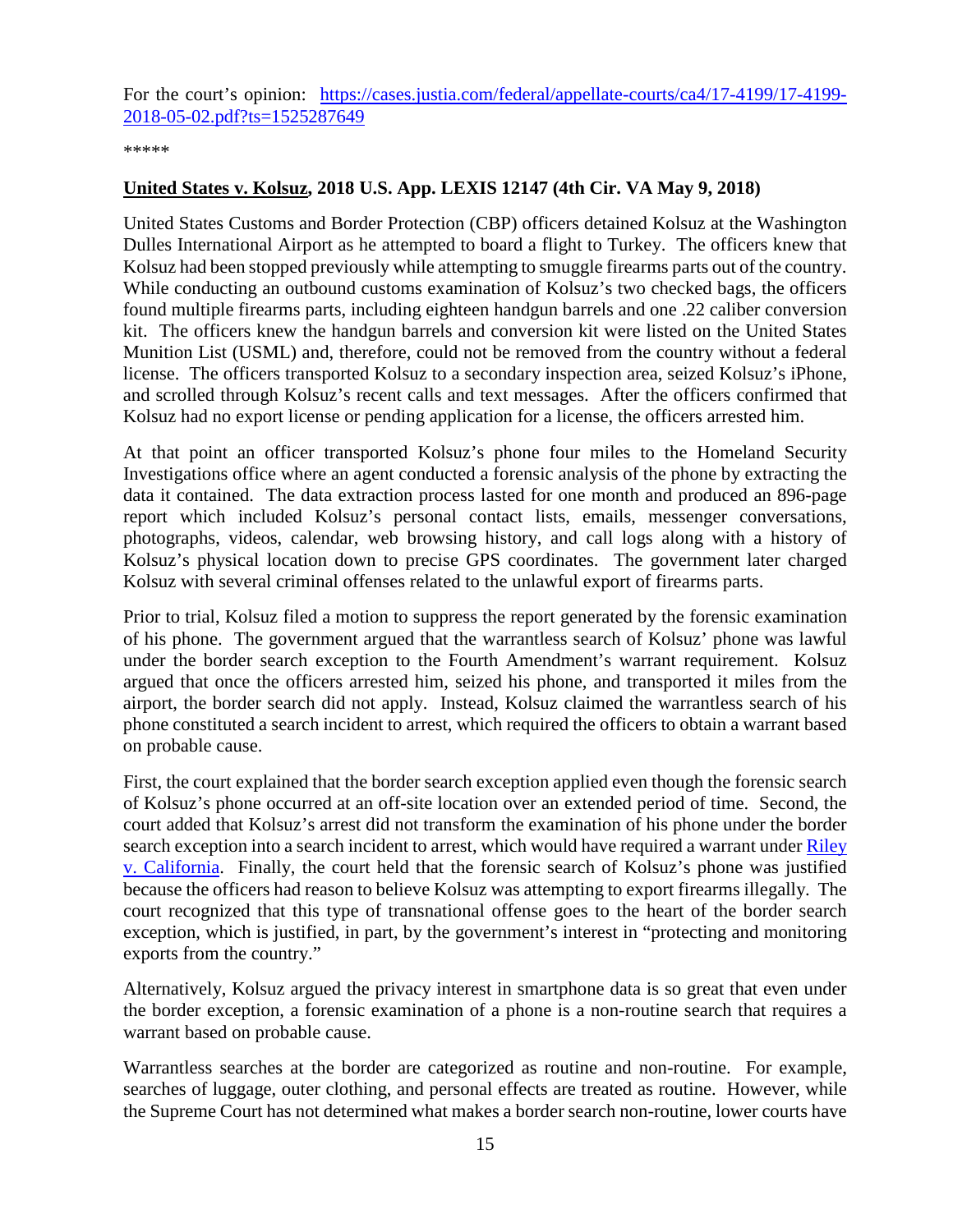For the court's opinion: [https://cases.justia.com/federal/appellate-courts/ca4/17-4199/17-4199-2018-05-02.pdf?ts=1525287649](https://cases.justia.com/federal/appellate-courts/ca4/17-4199/17-4199-2018-05-02.pdf?ts=1525287649)

*****

**United States v. Kolsuz, 2018 U.S. App. LEXIS 12147 (4th Cir. VA May 9, 2018)**

United States Customs and Border Protection (CBP) officers detained Kolsuz at the Washington Dulles International Airport as he attempted to board a flight to Turkey. The officers knew that Kolsuz had been stopped previously while attempting to smuggle firearms parts out of the country. While conducting an outbound customs examination of Kolsuz's two checked bags, the officers found multiple firearms parts, including eighteen handgun barrels and one .22 caliber conversion kit. The officers knew the handgun barrels and conversion kit were listed on the United States Munition List (USML) and, therefore, could not be removed from the country without a federal license. The officers transported Kolsuz to a secondary inspection area, seized Kolsuz's iPhone, and scrolled through Kolsuz's recent calls and text messages. After the officers confirmed that Kolsuz had no export license or pending application for a license, the officers arrested him.

At that point an officer transported Kolsuz's phone four miles to the Homeland Security Investigations office where an agent conducted a forensic analysis of the phone by extracting the data it contained. The data extraction process lasted for one month and produced an 896-page report which included Kolsuz's personal contact lists, emails, messenger conversations, photographs, videos, calendar, web browsing history, and call logs along with a history of Kolsuz's physical location down to precise GPS coordinates. The government later charged Kolsuz with several criminal offenses related to the unlawful export of firearms parts.

Prior to trial, Kolsuz filed a motion to suppress the report generated by the forensic examination of his phone. The government argued that the warrantless search of Kolsuz' phone was lawful under the border search exception to the Fourth Amendment's warrant requirement. Kolsuz argued that once the officers arrested him, seized his phone, and transported it miles from the airport, the border search did not apply. Instead, Kolsuz claimed the warrantless search of his phone constituted a search incident to arrest, which required the officers to obtain a warrant based on probable cause.

First, the court explained that the border search exception applied even though the forensic search of Kolsuz's phone occurred at an off-site location over an extended period of time. Second, the court added that Kolsuz's arrest did not transform the examination of his phone under the border search exception into a search incident to arrest, which would have required a warrant under Riley v. California. Finally, the court held that the forensic search of Kolsuz's phone was justified because the officers had reason to believe Kolsuz was attempting to export firearms illegally. The court recognized that this type of transnational offense goes to the heart of the border search exception, which is justified, in part, by the government's interest in "protecting and monitoring exports from the country."

Alternatively, Kolsuz argued the privacy interest in smartphone data is so great that even under the border exception, a forensic examination of a phone is a non-routine search that requires a warrant based on probable cause.

Warrantless searches at the border are categorized as routine and non-routine. For example, searches of luggage, outer clothing, and personal effects are treated as routine. However, while the Supreme Court has not determined what makes a border search non-routine, lower courts have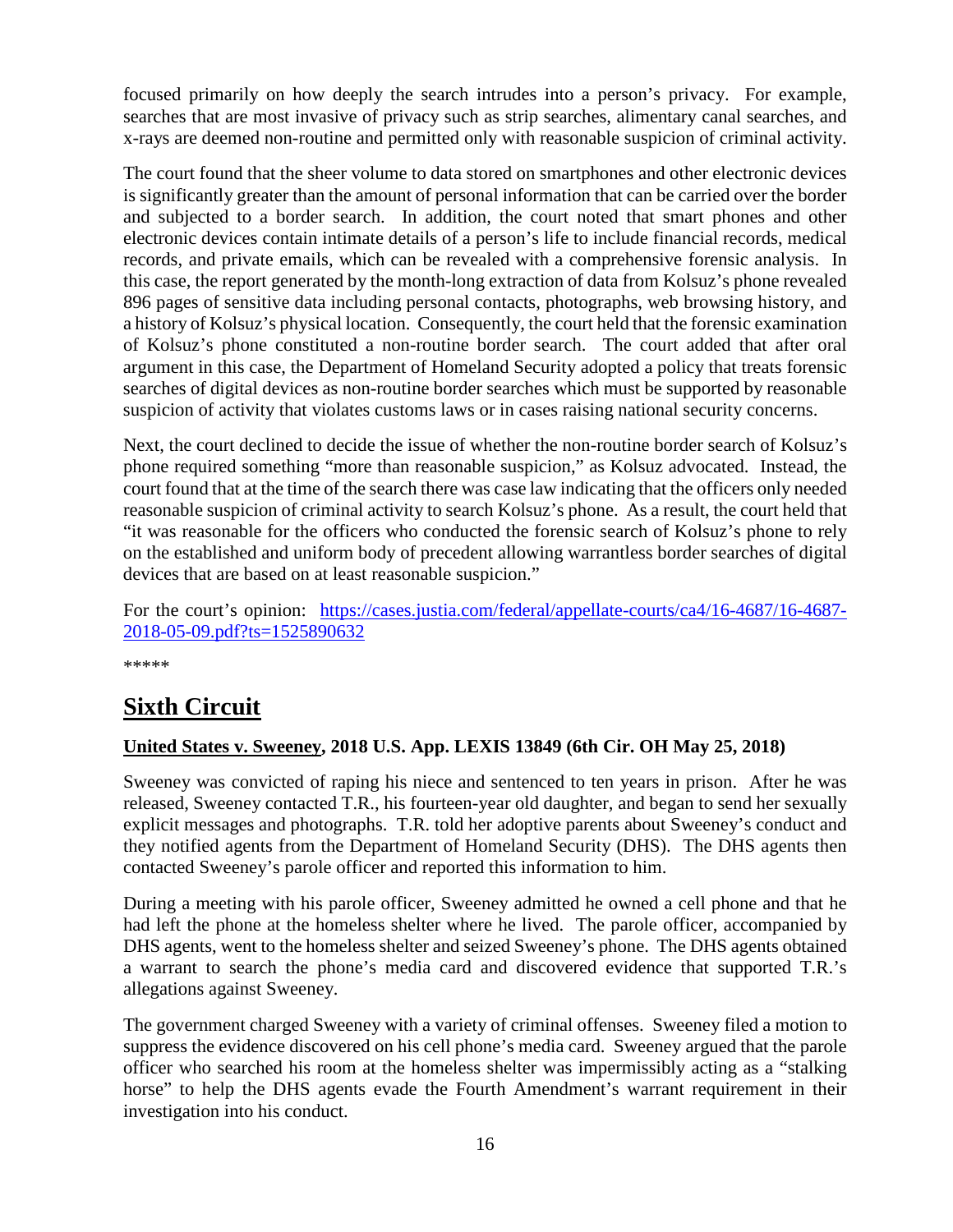focused primarily on how deeply the search intrudes into a person's privacy. For example, searches that are most invasive of privacy such as strip searches, alimentary canal searches, and x-rays are deemed non-routine and permitted only with reasonable suspicion of criminal activity.

The court found that the sheer volume to data stored on smartphones and other electronic devices is significantly greater than the amount of personal information that can be carried over the border and subjected to a border search. In addition, the court noted that smart phones and other electronic devices contain intimate details of a person's life to include financial records, medical records, and private emails, which can be revealed with a comprehensive forensic analysis. In this case, the report generated by the month-long extraction of data from Kolsuz's phone revealed 896 pages of sensitive data including personal contacts, photographs, web browsing history, and a history of Kolsuz's physical location. Consequently, the court held that the forensic examination of Kolsuz's phone constituted a non-routine border search. The court added that after oral argument in this case, the Department of Homeland Security adopted a policy that treats forensic searches of digital devices as non-routine border searches which must be supported by reasonable suspicion of activity that violates customs laws or in cases raising national security concerns.

Next, the court declined to decide the issue of whether the non-routine border search of Kolsuz's phone required something "more than reasonable suspicion," as Kolsuz advocated. Instead, the court found that at the time of the search there was case law indicating that the officers only needed reasonable suspicion of criminal activity to search Kolsuz's phone. As a result, the court held that "it was reasonable for the officers who conducted the forensic search of Kolsuz's phone to rely on the established and uniform body of precedent allowing warrantless border searches of digital devices that are based on at least reasonable suspicion."

For the court's opinion: [https://cases.justia.com/federal/appellate-courts/ca4/16-4687/16-4687-2018-05-09.pdf?ts=1525890632](https://cases.justia.com/federal/appellate-courts/ca4/16-4687/16-4687-2018-05-09.pdf?ts=1525890632)

*****

# Sixth Circuit

**United States v. Sweeney, 2018 U.S. App. LEXIS 13849 (6th Cir. OH May 25, 2018)**

Sweeney was convicted of raping his niece and sentenced to ten years in prison. After he was released, Sweeney contacted T.R., his fourteen-year old daughter, and began to send her sexually explicit messages and photographs. T.R. told her adoptive parents about Sweeney's conduct and they notified agents from the Department of Homeland Security (DHS). The DHS agents then contacted Sweeney's parole officer and reported this information to him.

During a meeting with his parole officer, Sweeney admitted he owned a cell phone and that he had left the phone at the homeless shelter where he lived. The parole officer, accompanied by DHS agents, went to the homeless shelter and seized Sweeney's phone. The DHS agents obtained a warrant to search the phone's media card and discovered evidence that supported T.R.'s allegations against Sweeney.

The government charged Sweeney with a variety of criminal offenses. Sweeney filed a motion to suppress the evidence discovered on his cell phone's media card. Sweeney argued that the parole officer who searched his room at the homeless shelter was impermissibly acting as a "stalking horse" to help the DHS agents evade the Fourth Amendment's warrant requirement in their investigation into his conduct.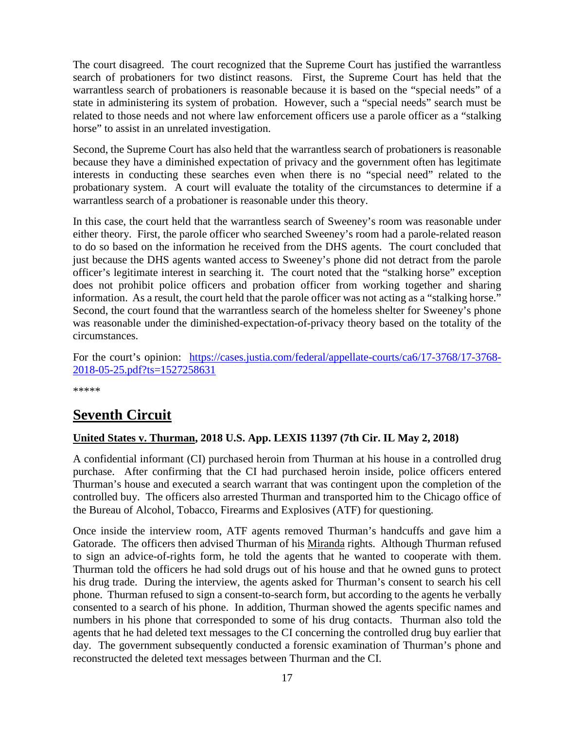The court disagreed. The court recognized that the Supreme Court has justified the warrantless search of probationers for two distinct reasons. First, the Supreme Court has held that the warrantless search of probationers is reasonable because it is based on the "special needs" of a state in administering its system of probation. However, such a "special needs" search must be related to those needs and not where law enforcement officers use a parole officer as a "stalking horse" to assist in an unrelated investigation.

Second, the Supreme Court has also held that the warrantless search of probationers is reasonable because they have a diminished expectation of privacy and the government often has legitimate interests in conducting these searches even when there is no "special need" related to the probationary system. A court will evaluate the totality of the circumstances to determine if a warrantless search of a probationer is reasonable under this theory.

In this case, the court held that the warrantless search of Sweeney's room was reasonable under either theory. First, the parole officer who searched Sweeney's room had a parole-related reason to do so based on the information he received from the DHS agents. The court concluded that just because the DHS agents wanted access to Sweeney's phone did not detract from the parole officer's legitimate interest in searching it. The court noted that the "stalking horse" exception does not prohibit police officers and probation officer from working together and sharing information. As a result, the court held that the parole officer was not acting as a "stalking horse." Second, the court found that the warrantless search of the homeless shelter for Sweeney's phone was reasonable under the diminished-expectation-of-privacy theory based on the totality of the circumstances.

For the court's opinion: [https://cases.justia.com/federal/appellate-courts/ca6/17-3768/17-3768-2018-05-25.pdf?ts=1527258631](https://cases.justia.com/federal/appellate-courts/ca6/17-3768/17-3768-2018-05-25.pdf?ts=1527258631)

*****

## Seventh Circuit

### United States v. Thurman, 2018 U.S. App. LEXIS 11397 (7th Cir. IL May 2, 2018)

A confidential informant (CI) purchased heroin from Thurman at his house in a controlled drug purchase. After confirming that the CI had purchased heroin inside, police officers entered Thurman's house and executed a search warrant that was contingent upon the completion of the controlled buy. The officers also arrested Thurman and transported him to the Chicago office of the Bureau of Alcohol, Tobacco, Firearms and Explosives (ATF) for questioning.

Once inside the interview room, ATF agents removed Thurman's handcuffs and gave him a Gatorade. The officers then advised Thurman of his Miranda rights. Although Thurman refused to sign an advice-of-rights form, he told the agents that he wanted to cooperate with them. Thurman told the officers he had sold drugs out of his house and that he owned guns to protect his drug trade. During the interview, the agents asked for Thurman's consent to search his cell phone. Thurman refused to sign a consent-to-search form, but according to the agents he verbally consented to a search of his phone. In addition, Thurman showed the agents specific names and numbers in his phone that corresponded to some of his drug contacts. Thurman also told the agents that he had deleted text messages to the CI concerning the controlled drug buy earlier that day. The government subsequently conducted a forensic examination of Thurman's phone and reconstructed the deleted text messages between Thurman and the CI.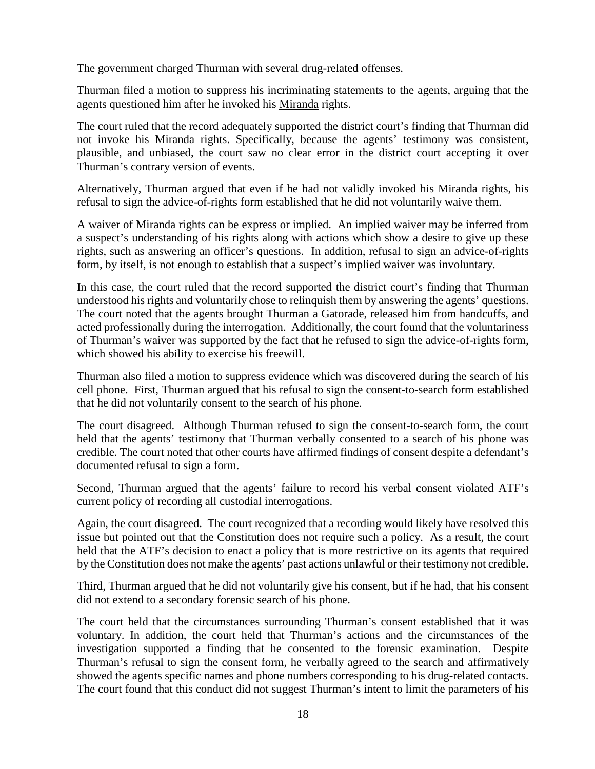The government charged Thurman with several drug-related offenses.

Thurman filed a motion to suppress his incriminating statements to the agents, arguing that the agents questioned him after he invoked his Miranda rights.

The court ruled that the record adequately supported the district court's finding that Thurman did not invoke his Miranda rights. Specifically, because the agents' testimony was consistent, plausible, and unbiased, the court saw no clear error in the district court accepting it over Thurman's contrary version of events.

Alternatively, Thurman argued that even if he had not validly invoked his Miranda rights, his refusal to sign the advice-of-rights form established that he did not voluntarily waive them.

A waiver of Miranda rights can be express or implied. An implied waiver may be inferred from a suspect's understanding of his rights along with actions which show a desire to give up these rights, such as answering an officer's questions. In addition, refusal to sign an advice-of-rights form, by itself, is not enough to establish that a suspect's implied waiver was involuntary.

In this case, the court ruled that the record supported the district court's finding that Thurman understood his rights and voluntarily chose to relinquish them by answering the agents' questions. The court noted that the agents brought Thurman a Gatorade, released him from handcuffs, and acted professionally during the interrogation. Additionally, the court found that the voluntariness of Thurman's waiver was supported by the fact that he refused to sign the advice-of-rights form, which showed his ability to exercise his freewill.

Thurman also filed a motion to suppress evidence which was discovered during the search of his cell phone. First, Thurman argued that his refusal to sign the consent-to-search form established that he did not voluntarily consent to the search of his phone.

The court disagreed. Although Thurman refused to sign the consent-to-search form, the court held that the agents' testimony that Thurman verbally consented to a search of his phone was credible. The court noted that other courts have affirmed findings of consent despite a defendant's documented refusal to sign a form.

Second, Thurman argued that the agents' failure to record his verbal consent violated ATF's current policy of recording all custodial interrogations.

Again, the court disagreed. The court recognized that a recording would likely have resolved this issue but pointed out that the Constitution does not require such a policy. As a result, the court held that the ATF's decision to enact a policy that is more restrictive on its agents that required by the Constitution does not make the agents' past actions unlawful or their testimony not credible.

Third, Thurman argued that he did not voluntarily give his consent, but if he had, that his consent did not extend to a secondary forensic search of his phone.

The court held that the circumstances surrounding Thurman's consent established that it was voluntary. In addition, the court held that Thurman's actions and the circumstances of the investigation supported a finding that he consented to the forensic examination. Despite Thurman's refusal to sign the consent form, he verbally agreed to the search and affirmatively showed the agents specific names and phone numbers corresponding to his drug-related contacts. The court found that this conduct did not suggest Thurman's intent to limit the parameters of his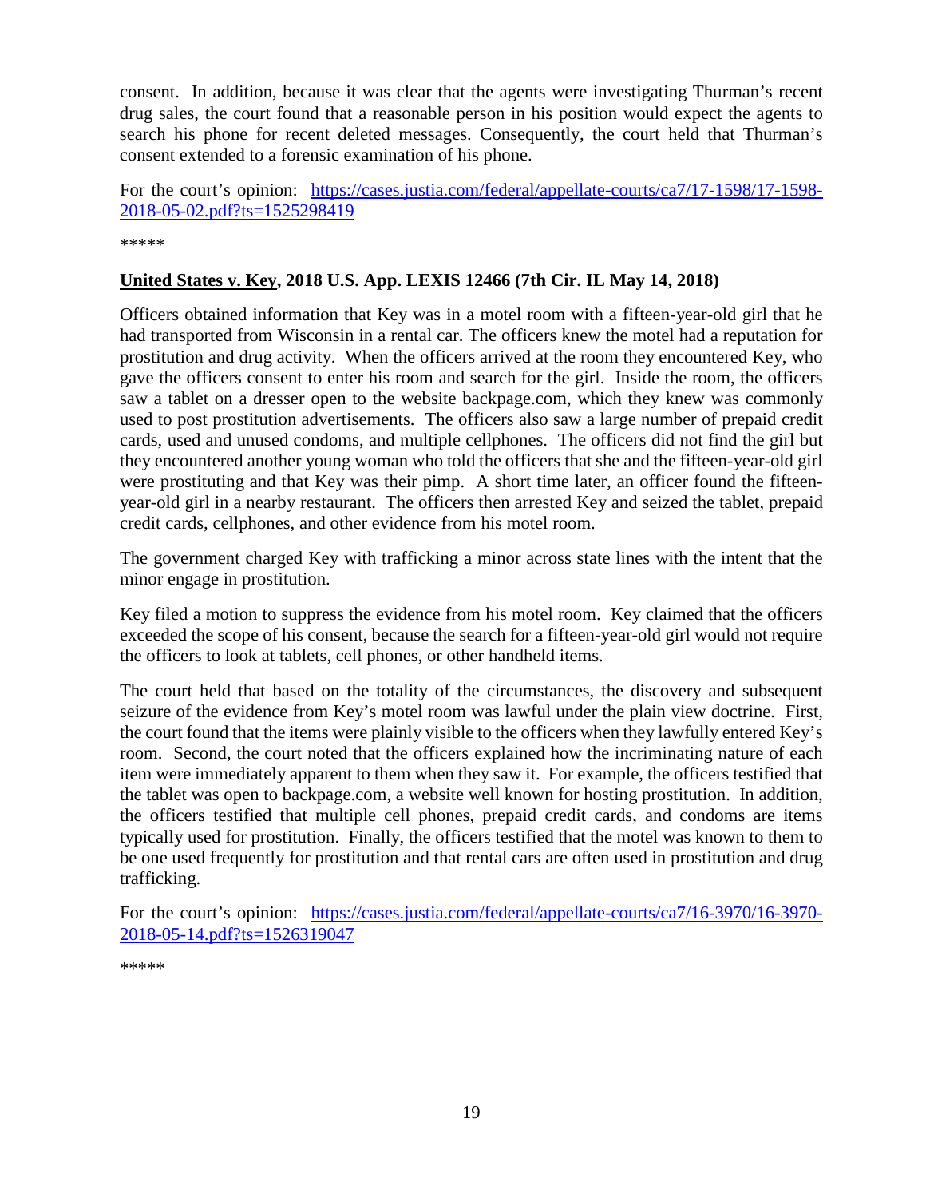consent. In addition, because it was clear that the agents were investigating Thurman's recent drug sales, the court found that a reasonable person in his position would expect the agents to search his phone for recent deleted messages. Consequently, the court held that Thurman's consent extended to a forensic examination of his phone.

For the court's opinion: [https://cases.justia.com/federal/appellate-courts/ca7/17-1598/17-1598-2018-05-02.pdf?ts=1525298419](https://cases.justia.com/federal/appellate-courts/ca7/17-1598/17-1598-2018-05-02.pdf?ts=1525298419)

*****

**<u>United States v. Key</u>, 2018 U.S. App. LEXIS 12466 (7th Cir. IL May 14, 2018)**

Officers obtained information that Key was in a motel room with a fifteen-year-old girl that he had transported from Wisconsin in a rental car. The officers knew the motel had a reputation for prostitution and drug activity. When the officers arrived at the room they encountered Key, who gave the officers consent to enter his room and search for the girl. Inside the room, the officers saw a tablet on a dresser open to the website backpage.com, which they knew was commonly used to post prostitution advertisements. The officers also saw a large number of prepaid credit cards, used and unused condoms, and multiple cellphones. The officers did not find the girl but they encountered another young woman who told the officers that she and the fifteen-year-old girl were prostituting and that Key was their pimp. A short time later, an officer found the fifteen-year-old girl in a nearby restaurant. The officers then arrested Key and seized the tablet, prepaid credit cards, cellphones, and other evidence from his motel room.

The government charged Key with trafficking a minor across state lines with the intent that the minor engage in prostitution.

Key filed a motion to suppress the evidence from his motel room. Key claimed that the officers exceeded the scope of his consent, because the search for a fifteen-year-old girl would not require the officers to look at tablets, cell phones, or other handheld items.

The court held that based on the totality of the circumstances, the discovery and subsequent seizure of the evidence from Key's motel room was lawful under the plain view doctrine. First, the court found that the items were plainly visible to the officers when they lawfully entered Key's room. Second, the court noted that the officers explained how the incriminating nature of each item were immediately apparent to them when they saw it. For example, the officers testified that the tablet was open to backpage.com, a website well known for hosting prostitution. In addition, the officers testified that multiple cell phones, prepaid credit cards, and condoms are items typically used for prostitution. Finally, the officers testified that the motel was known to them to be one used frequently for prostitution and that rental cars are often used in prostitution and drug trafficking.

For the court's opinion: [https://cases.justia.com/federal/appellate-courts/ca7/16-3970/16-3970-2018-05-14.pdf?ts=1526319047](https://cases.justia.com/federal/appellate-courts/ca7/16-3970/16-3970-2018-05-14.pdf?ts=1526319047)

*****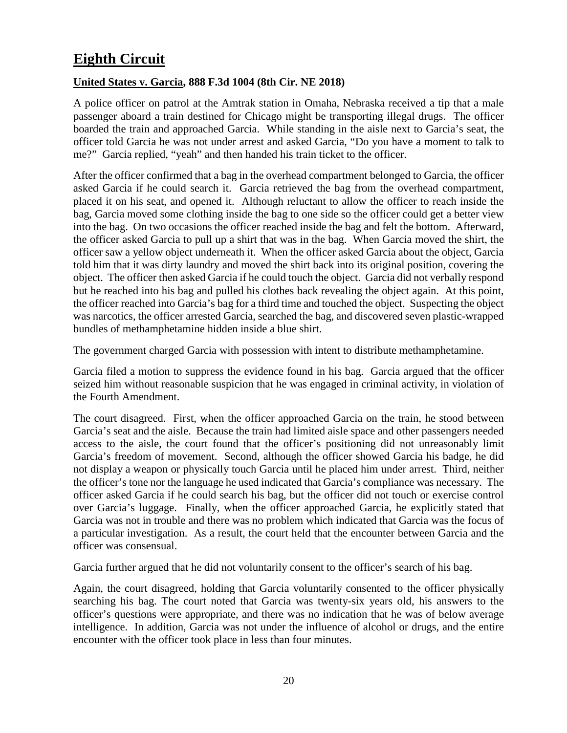# Eighth Circuit

### United States v. Garcia, 888 F.3d 1004 (8th Cir. NE 2018)

A police officer on patrol at the Amtrak station in Omaha, Nebraska received a tip that a male passenger aboard a train destined for Chicago might be transporting illegal drugs. The officer boarded the train and approached Garcia. While standing in the aisle next to Garcia's seat, the officer told Garcia he was not under arrest and asked Garcia, "Do you have a moment to talk to me?" Garcia replied, "yeah" and then handed his train ticket to the officer.

After the officer confirmed that a bag in the overhead compartment belonged to Garcia, the officer asked Garcia if he could search it. Garcia retrieved the bag from the overhead compartment, placed it on his seat, and opened it. Although reluctant to allow the officer to reach inside the bag, Garcia moved some clothing inside the bag to one side so the officer could get a better view into the bag. On two occasions the officer reached inside the bag and felt the bottom. Afterward, the officer asked Garcia to pull up a shirt that was in the bag. When Garcia moved the shirt, the officer saw a yellow object underneath it. When the officer asked Garcia about the object, Garcia told him that it was dirty laundry and moved the shirt back into its original position, covering the object. The officer then asked Garcia if he could touch the object. Garcia did not verbally respond but he reached into his bag and pulled his clothes back revealing the object again. At this point, the officer reached into Garcia's bag for a third time and touched the object. Suspecting the object was narcotics, the officer arrested Garcia, searched the bag, and discovered seven plastic-wrapped bundles of methamphetamine hidden inside a blue shirt.

The government charged Garcia with possession with intent to distribute methamphetamine.

Garcia filed a motion to suppress the evidence found in his bag. Garcia argued that the officer seized him without reasonable suspicion that he was engaged in criminal activity, in violation of the Fourth Amendment.

The court disagreed. First, when the officer approached Garcia on the train, he stood between Garcia's seat and the aisle. Because the train had limited aisle space and other passengers needed access to the aisle, the court found that the officer's positioning did not unreasonably limit Garcia's freedom of movement. Second, although the officer showed Garcia his badge, he did not display a weapon or physically touch Garcia until he placed him under arrest. Third, neither the officer's tone nor the language he used indicated that Garcia's compliance was necessary. The officer asked Garcia if he could search his bag, but the officer did not touch or exercise control over Garcia's luggage. Finally, when the officer approached Garcia, he explicitly stated that Garcia was not in trouble and there was no problem which indicated that Garcia was the focus of a particular investigation. As a result, the court held that the encounter between Garcia and the officer was consensual.

Garcia further argued that he did not voluntarily consent to the officer's search of his bag.

Again, the court disagreed, holding that Garcia voluntarily consented to the officer physically searching his bag. The court noted that Garcia was twenty-six years old, his answers to the officer's questions were appropriate, and there was no indication that he was of below average intelligence. In addition, Garcia was not under the influence of alcohol or drugs, and the entire encounter with the officer took place in less than four minutes.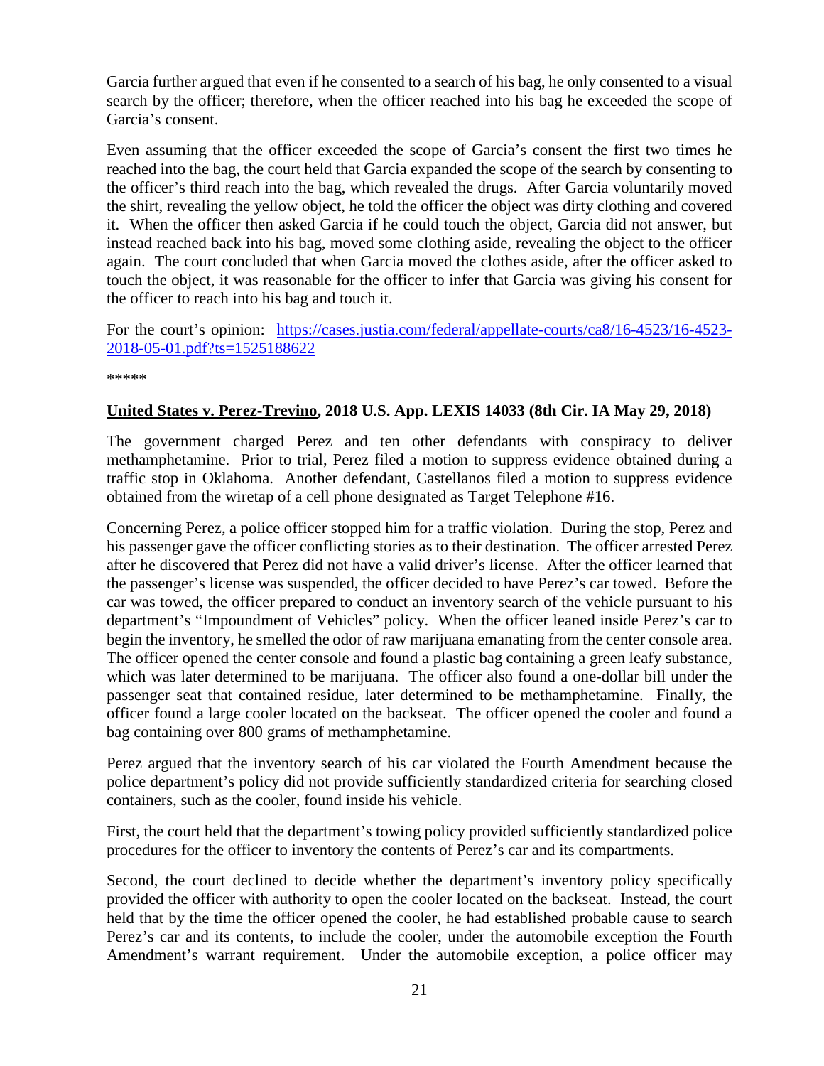Garcia further argued that even if he consented to a search of his bag, he only consented to a visual search by the officer; therefore, when the officer reached into his bag he exceeded the scope of Garcia's consent.

Even assuming that the officer exceeded the scope of Garcia's consent the first two times he reached into the bag, the court held that Garcia expanded the scope of the search by consenting to the officer's third reach into the bag, which revealed the drugs. After Garcia voluntarily moved the shirt, revealing the yellow object, he told the officer the object was dirty clothing and covered it. When the officer then asked Garcia if he could touch the object, Garcia did not answer, but instead reached back into his bag, moved some clothing aside, revealing the object to the officer again. The court concluded that when Garcia moved the clothes aside, after the officer asked to touch the object, it was reasonable for the officer to infer that Garcia was giving his consent for the officer to reach into his bag and touch it.

For the court's opinion: [https://cases.justia.com/federal/appellate-courts/ca8/16-4523/16-4523-2018-05-01.pdf?ts=1525188622](https://cases.justia.com/federal/appellate-courts/ca8/16-4523/16-4523-2018-05-01.pdf?ts=1525188622)

*****

**<u>United States v. Perez-Trevino</u>, 2018 U.S. App. LEXIS 14033 (8th Cir. IA May 29, 2018)**

The government charged Perez and ten other defendants with conspiracy to deliver methamphetamine. Prior to trial, Perez filed a motion to suppress evidence obtained during a traffic stop in Oklahoma. Another defendant, Castellanos filed a motion to suppress evidence obtained from the wiretap of a cell phone designated as Target Telephone #16.

Concerning Perez, a police officer stopped him for a traffic violation. During the stop, Perez and his passenger gave the officer conflicting stories as to their destination. The officer arrested Perez after he discovered that Perez did not have a valid driver's license. After the officer learned that the passenger's license was suspended, the officer decided to have Perez's car towed. Before the car was towed, the officer prepared to conduct an inventory search of the vehicle pursuant to his department's "Impoundment of Vehicles" policy. When the officer leaned inside Perez's car to begin the inventory, he smelled the odor of raw marijuana emanating from the center console area. The officer opened the center console and found a plastic bag containing a green leafy substance, which was later determined to be marijuana. The officer also found a one-dollar bill under the passenger seat that contained residue, later determined to be methamphetamine. Finally, the officer found a large cooler located on the backseat. The officer opened the cooler and found a bag containing over 800 grams of methamphetamine.

Perez argued that the inventory search of his car violated the Fourth Amendment because the police department's policy did not provide sufficiently standardized criteria for searching closed containers, such as the cooler, found inside his vehicle.

First, the court held that the department's towing policy provided sufficiently standardized police procedures for the officer to inventory the contents of Perez's car and its compartments.

Second, the court declined to decide whether the department's inventory policy specifically provided the officer with authority to open the cooler located on the backseat. Instead, the court held that by the time the officer opened the cooler, he had established probable cause to search Perez's car and its contents, to include the cooler, under the automobile exception the Fourth Amendment's warrant requirement. Under the automobile exception, a police officer may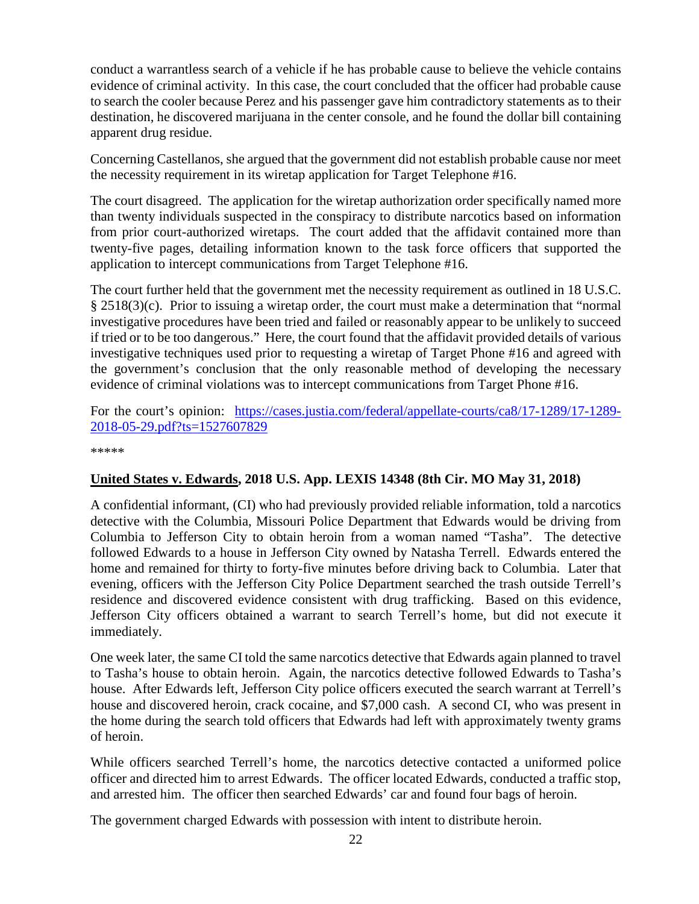conduct a warrantless search of a vehicle if he has probable cause to believe the vehicle contains evidence of criminal activity. In this case, the court concluded that the officer had probable cause to search the cooler because Perez and his passenger gave him contradictory statements as to their destination, he discovered marijuana in the center console, and he found the dollar bill containing apparent drug residue.

Concerning Castellanos, she argued that the government did not establish probable cause nor meet the necessity requirement in its wiretap application for Target Telephone #16.

The court disagreed. The application for the wiretap authorization order specifically named more than twenty individuals suspected in the conspiracy to distribute narcotics based on information from prior court-authorized wiretaps. The court added that the affidavit contained more than twenty-five pages, detailing information known to the task force officers that supported the application to intercept communications from Target Telephone #16.

The court further held that the government met the necessity requirement as outlined in 18 U.S.C. § 2518(3)(c). Prior to issuing a wiretap order, the court must make a determination that "normal investigative procedures have been tried and failed or reasonably appear to be unlikely to succeed if tried or to be too dangerous." Here, the court found that the affidavit provided details of various investigative techniques used prior to requesting a wiretap of Target Phone #16 and agreed with the government's conclusion that the only reasonable method of developing the necessary evidence of criminal violations was to intercept communications from Target Phone #16.

For the court's opinion: [https://cases.justia.com/federal/appellate-courts/ca8/17-1289/17-1289-2018-05-29.pdf?ts=1527607829](https://cases.justia.com/federal/appellate-courts/ca8/17-1289/17-1289-2018-05-29.pdf?ts=1527607829)

*****

**United States v. Edwards, 2018 U.S. App. LEXIS 14348 (8th Cir. MO May 31, 2018)**

A confidential informant, (CI) who had previously provided reliable information, told a narcotics detective with the Columbia, Missouri Police Department that Edwards would be driving from Columbia to Jefferson City to obtain heroin from a woman named "Tasha". The detective followed Edwards to a house in Jefferson City owned by Natasha Terrell. Edwards entered the home and remained for thirty to forty-five minutes before driving back to Columbia. Later that evening, officers with the Jefferson City Police Department searched the trash outside Terrell's residence and discovered evidence consistent with drug trafficking. Based on this evidence, Jefferson City officers obtained a warrant to search Terrell's home, but did not execute it immediately.

One week later, the same CI told the same narcotics detective that Edwards again planned to travel to Tasha's house to obtain heroin. Again, the narcotics detective followed Edwards to Tasha's house. After Edwards left, Jefferson City police officers executed the search warrant at Terrell's house and discovered heroin, crack cocaine, and $7,000 cash. A second CI, who was present in the home during the search told officers that Edwards had left with approximately twenty grams of heroin.

While officers searched Terrell's home, the narcotics detective contacted a uniformed police officer and directed him to arrest Edwards. The officer located Edwards, conducted a traffic stop, and arrested him. The officer then searched Edwards' car and found four bags of heroin.

The government charged Edwards with possession with intent to distribute heroin.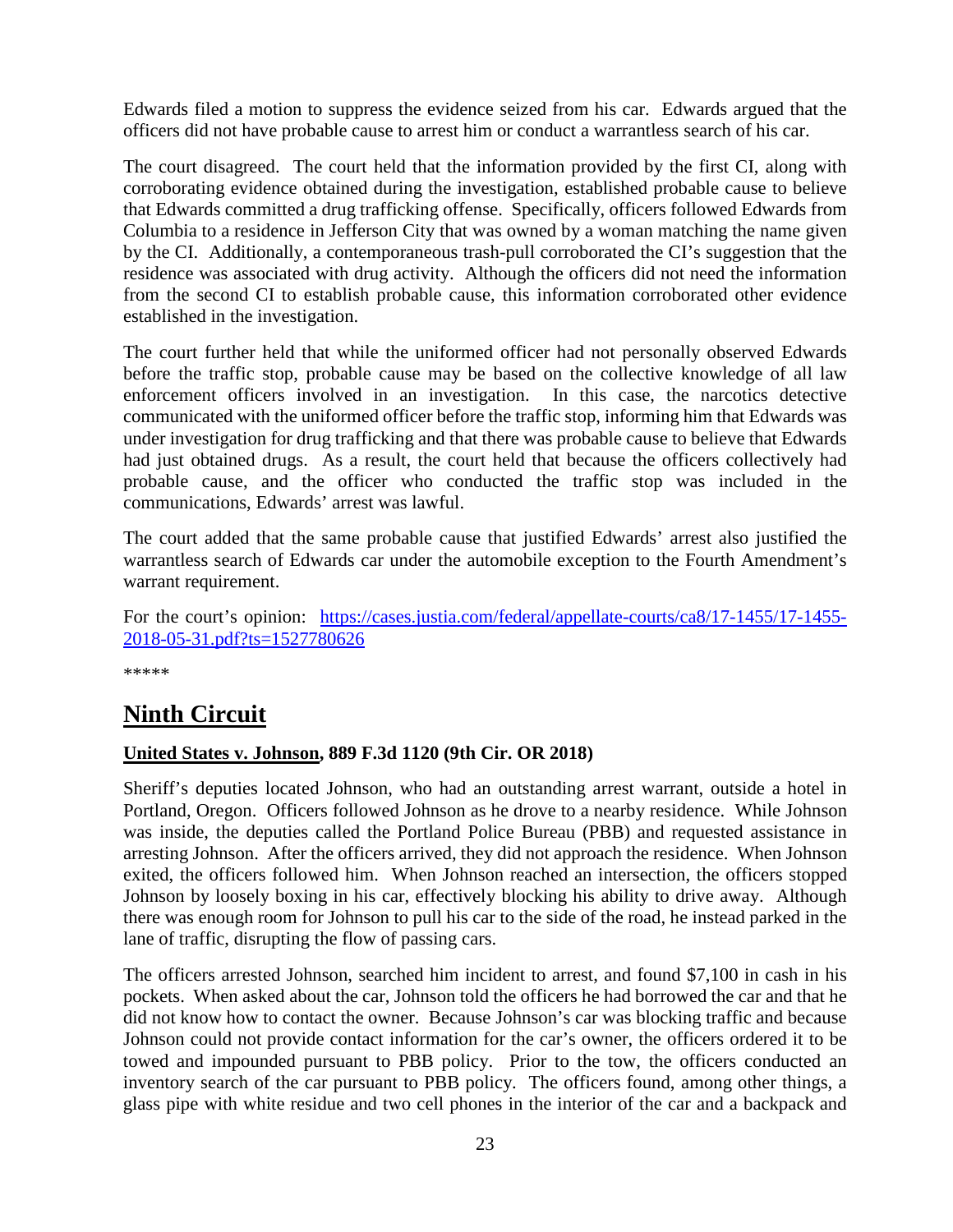Edwards filed a motion to suppress the evidence seized from his car. Edwards argued that the officers did not have probable cause to arrest him or conduct a warrantless search of his car.

The court disagreed. The court held that the information provided by the first CI, along with corroborating evidence obtained during the investigation, established probable cause to believe that Edwards committed a drug trafficking offense. Specifically, officers followed Edwards from Columbia to a residence in Jefferson City that was owned by a woman matching the name given by the CI. Additionally, a contemporaneous trash-pull corroborated the CI's suggestion that the residence was associated with drug activity. Although the officers did not need the information from the second CI to establish probable cause, this information corroborated other evidence established in the investigation.

The court further held that while the uniformed officer had not personally observed Edwards before the traffic stop, probable cause may be based on the collective knowledge of all law enforcement officers involved in an investigation. In this case, the narcotics detective communicated with the uniformed officer before the traffic stop, informing him that Edwards was under investigation for drug trafficking and that there was probable cause to believe that Edwards had just obtained drugs. As a result, the court held that because the officers collectively had probable cause, and the officer who conducted the traffic stop was included in the communications, Edwards' arrest was lawful.

The court added that the same probable cause that justified Edwards' arrest also justified the warrantless search of Edwards car under the automobile exception to the Fourth Amendment's warrant requirement.

For the court's opinion: [https://cases.justia.com/federal/appellate-courts/ca8/17-1455/17-1455-2018-05-31.pdf?ts=1527780626](https://cases.justia.com/federal/appellate-courts/ca8/17-1455/17-1455-2018-05-31.pdf?ts=1527780626)

*****

## Ninth Circuit

### United States v. Johnson, 889 F.3d 1120 (9th Cir. OR 2018)

Sheriff's deputies located Johnson, who had an outstanding arrest warrant, outside a hotel in Portland, Oregon. Officers followed Johnson as he drove to a nearby residence. While Johnson was inside, the deputies called the Portland Police Bureau (PBB) and requested assistance in arresting Johnson. After the officers arrived, they did not approach the residence. When Johnson exited, the officers followed him. When Johnson reached an intersection, the officers stopped Johnson by loosely boxing in his car, effectively blocking his ability to drive away. Although there was enough room for Johnson to pull his car to the side of the road, he instead parked in the lane of traffic, disrupting the flow of passing cars.

The officers arrested Johnson, searched him incident to arrest, and found $7,100 in cash in his pockets. When asked about the car, Johnson told the officers he had borrowed the car and that he did not know how to contact the owner. Because Johnson's car was blocking traffic and because Johnson could not provide contact information for the car's owner, the officers ordered it to be towed and impounded pursuant to PBB policy. Prior to the tow, the officers conducted an inventory search of the car pursuant to PBB policy. The officers found, among other things, a glass pipe with white residue and two cell phones in the interior of the car and a backpack and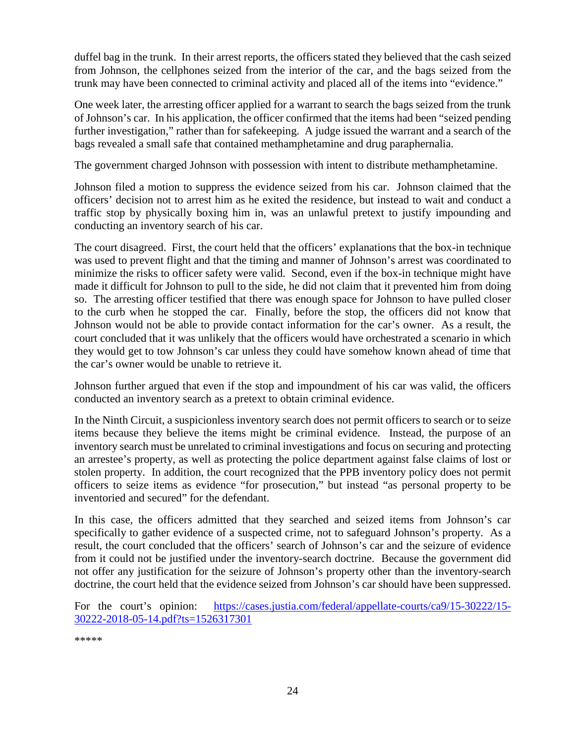duffel bag in the trunk. In their arrest reports, the officers stated they believed that the cash seized from Johnson, the cellphones seized from the interior of the car, and the bags seized from the trunk may have been connected to criminal activity and placed all of the items into "evidence."

One week later, the arresting officer applied for a warrant to search the bags seized from the trunk of Johnson's car. In his application, the officer confirmed that the items had been "seized pending further investigation," rather than for safekeeping. A judge issued the warrant and a search of the bags revealed a small safe that contained methamphetamine and drug paraphernalia.

The government charged Johnson with possession with intent to distribute methamphetamine.

Johnson filed a motion to suppress the evidence seized from his car. Johnson claimed that the officers' decision not to arrest him as he exited the residence, but instead to wait and conduct a traffic stop by physically boxing him in, was an unlawful pretext to justify impounding and conducting an inventory search of his car.

The court disagreed. First, the court held that the officers' explanations that the box-in technique was used to prevent flight and that the timing and manner of Johnson's arrest was coordinated to minimize the risks to officer safety were valid. Second, even if the box-in technique might have made it difficult for Johnson to pull to the side, he did not claim that it prevented him from doing so. The arresting officer testified that there was enough space for Johnson to have pulled closer to the curb when he stopped the car. Finally, before the stop, the officers did not know that Johnson would not be able to provide contact information for the car's owner. As a result, the court concluded that it was unlikely that the officers would have orchestrated a scenario in which they would get to tow Johnson's car unless they could have somehow known ahead of time that the car's owner would be unable to retrieve it.

Johnson further argued that even if the stop and impoundment of his car was valid, the officers conducted an inventory search as a pretext to obtain criminal evidence.

In the Ninth Circuit, a suspicionless inventory search does not permit officers to search or to seize items because they believe the items might be criminal evidence. Instead, the purpose of an inventory search must be unrelated to criminal investigations and focus on securing and protecting an arrestee's property, as well as protecting the police department against false claims of lost or stolen property. In addition, the court recognized that the PPB inventory policy does not permit officers to seize items as evidence "for prosecution," but instead "as personal property to be inventoried and secured" for the defendant.

In this case, the officers admitted that they searched and seized items from Johnson's car specifically to gather evidence of a suspected crime, not to safeguard Johnson's property. As a result, the court concluded that the officers' search of Johnson's car and the seizure of evidence from it could not be justified under the inventory-search doctrine. Because the government did not offer any justification for the seizure of Johnson's property other than the inventory-search doctrine, the court held that the evidence seized from Johnson's car should have been suppressed.

For the court's opinion: [https://cases.justia.com/federal/appellate-courts/ca9/15-30222/15-30222-2018-05-14.pdf?ts=1526317301](https://cases.justia.com/federal/appellate-courts/ca9/15-30222/15-30222-2018-05-14.pdf?ts=1526317301)

*****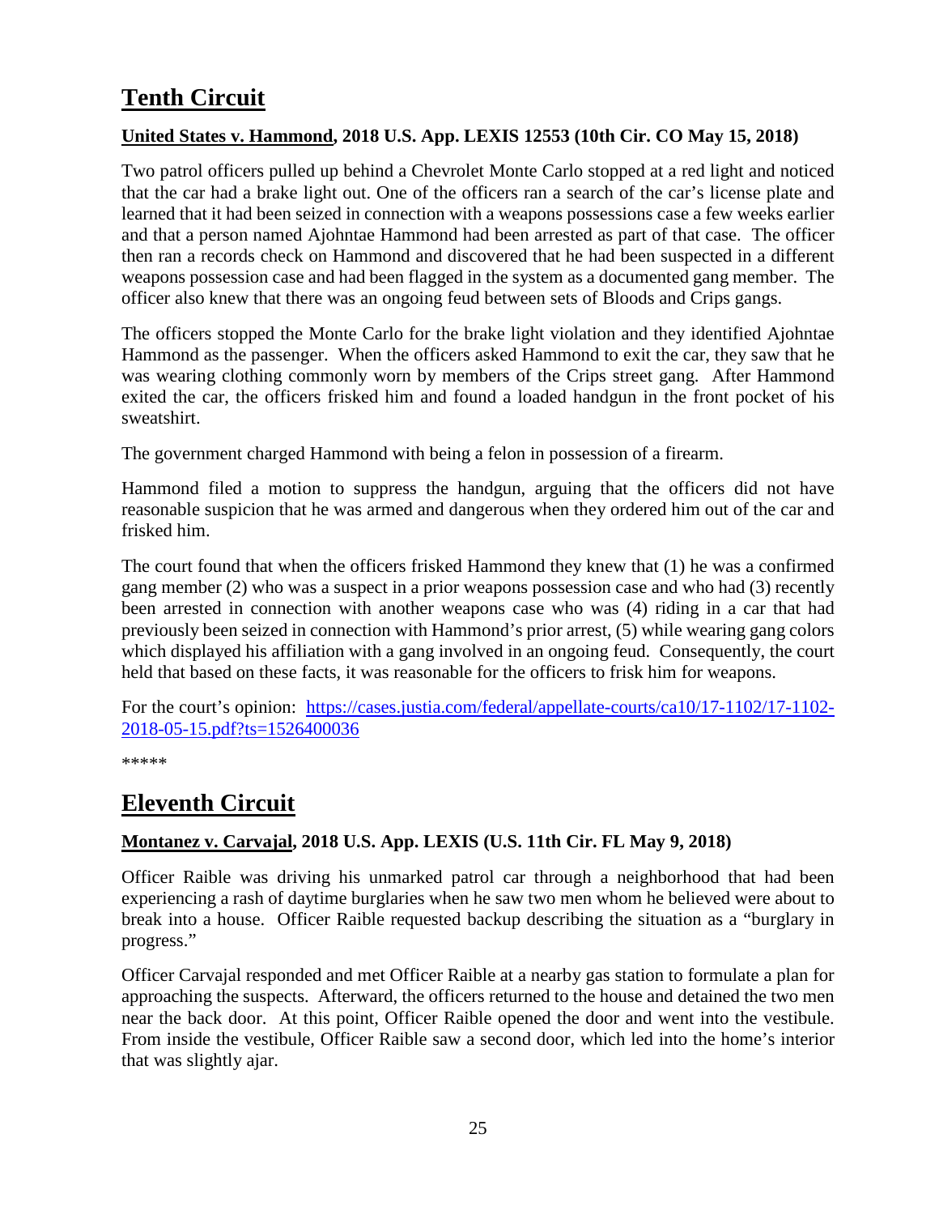## Tenth Circuit

**United States v. Hammond, 2018 U.S. App. LEXIS 12553 (10th Cir. CO May 15, 2018)**

Two patrol officers pulled up behind a Chevrolet Monte Carlo stopped at a red light and noticed that the car had a brake light out. One of the officers ran a search of the car's license plate and learned that it had been seized in connection with a weapons possessions case a few weeks earlier and that a person named Ajohntae Hammond had been arrested as part of that case. The officer then ran a records check on Hammond and discovered that he had been suspected in a different weapons possession case and had been flagged in the system as a documented gang member. The officer also knew that there was an ongoing feud between sets of Bloods and Crips gangs.

The officers stopped the Monte Carlo for the brake light violation and they identified Ajohntae Hammond as the passenger. When the officers asked Hammond to exit the car, they saw that he was wearing clothing commonly worn by members of the Crips street gang. After Hammond exited the car, the officers frisked him and found a loaded handgun in the front pocket of his sweatshirt.

The government charged Hammond with being a felon in possession of a firearm.

Hammond filed a motion to suppress the handgun, arguing that the officers did not have reasonable suspicion that he was armed and dangerous when they ordered him out of the car and frisked him.

The court found that when the officers frisked Hammond they knew that (1) he was a confirmed gang member (2) who was a suspect in a prior weapons possession case and who had (3) recently been arrested in connection with another weapons case who was (4) riding in a car that had previously been seized in connection with Hammond's prior arrest, (5) while wearing gang colors which displayed his affiliation with a gang involved in an ongoing feud. Consequently, the court held that based on these facts, it was reasonable for the officers to frisk him for weapons.

For the court's opinion: https://cases.justia.com/federal/appellate-courts/ca10/17-1102/17-1102-2018-05-15.pdf?ts=1526400036

*****

## Eleventh Circuit

**Montanez v. Carvajal, 2018 U.S. App. LEXIS (U.S. 11th Cir. FL May 9, 2018)**

Officer Raible was driving his unmarked patrol car through a neighborhood that had been experiencing a rash of daytime burglaries when he saw two men whom he believed were about to break into a house. Officer Raible requested backup describing the situation as a "burglary in progress."

Officer Carvajal responded and met Officer Raible at a nearby gas station to formulate a plan for approaching the suspects. Afterward, the officers returned to the house and detained the two men near the back door. At this point, Officer Raible opened the door and went into the vestibule. From inside the vestibule, Officer Raible saw a second door, which led into the home's interior that was slightly ajar.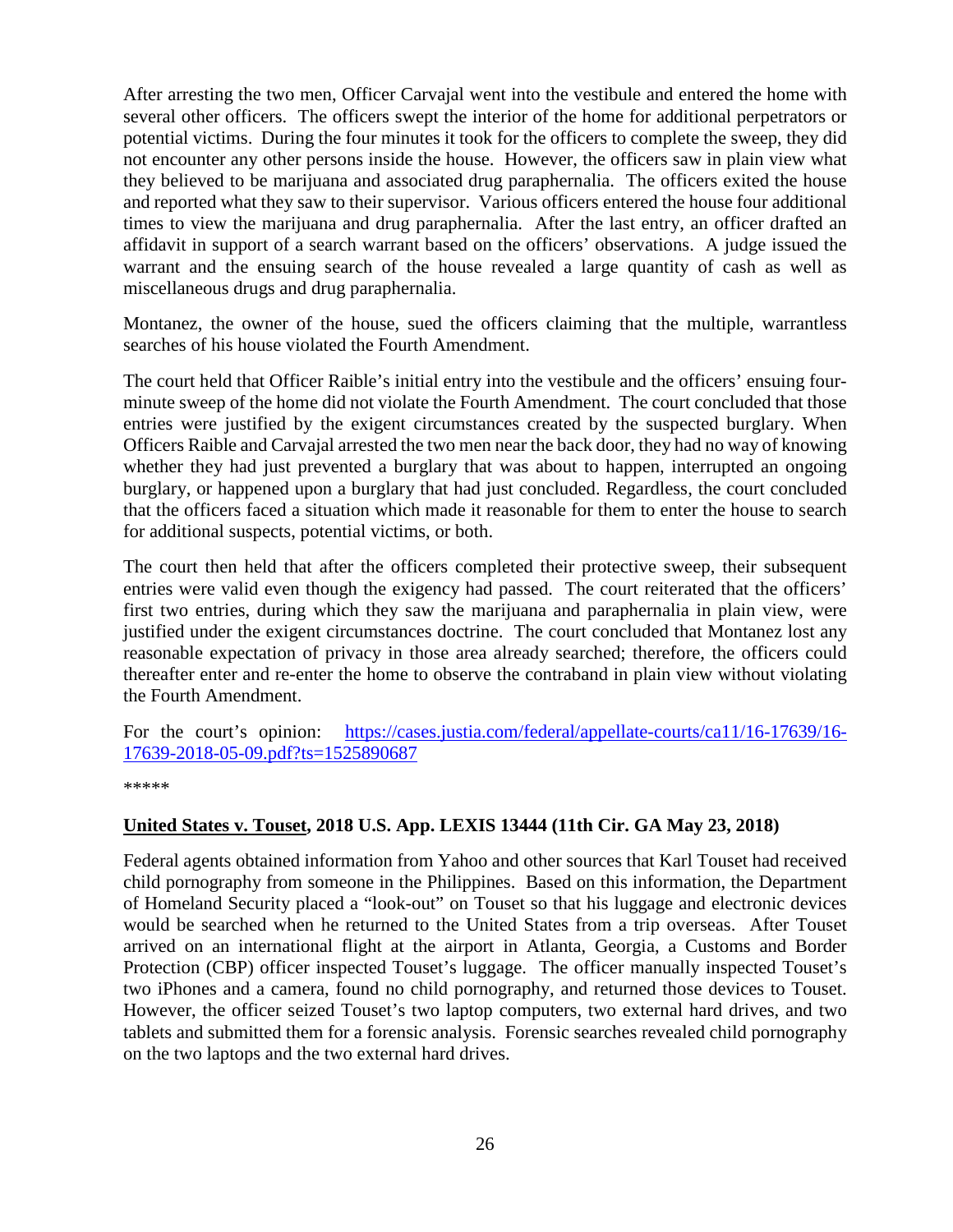After arresting the two men, Officer Carvajal went into the vestibule and entered the home with several other officers. The officers swept the interior of the home for additional perpetrators or potential victims. During the four minutes it took for the officers to complete the sweep, they did not encounter any other persons inside the house. However, the officers saw in plain view what they believed to be marijuana and associated drug paraphernalia. The officers exited the house and reported what they saw to their supervisor. Various officers entered the house four additional times to view the marijuana and drug paraphernalia. After the last entry, an officer drafted an affidavit in support of a search warrant based on the officers' observations. A judge issued the warrant and the ensuing search of the house revealed a large quantity of cash as well as miscellaneous drugs and drug paraphernalia.

Montanez, the owner of the house, sued the officers claiming that the multiple, warrantless searches of his house violated the Fourth Amendment.

The court held that Officer Raible's initial entry into the vestibule and the officers' ensuing four-minute sweep of the home did not violate the Fourth Amendment. The court concluded that those entries were justified by the exigent circumstances created by the suspected burglary. When Officers Raible and Carvajal arrested the two men near the back door, they had no way of knowing whether they had just prevented a burglary that was about to happen, interrupted an ongoing burglary, or happened upon a burglary that had just concluded. Regardless, the court concluded that the officers faced a situation which made it reasonable for them to enter the house to search for additional suspects, potential victims, or both.

The court then held that after the officers completed their protective sweep, their subsequent entries were valid even though the exigency had passed. The court reiterated that the officers' first two entries, during which they saw the marijuana and paraphernalia in plain view, were justified under the exigent circumstances doctrine. The court concluded that Montanez lost any reasonable expectation of privacy in those area already searched; therefore, the officers could thereafter enter and re-enter the home to observe the contraband in plain view without violating the Fourth Amendment.

For the court's opinion: [https://cases.justia.com/federal/appellate-courts/ca11/16-17639/16-17639-2018-05-09.pdf?ts=1525890687](https://cases.justia.com/federal/appellate-courts/ca11/16-17639/16-17639-2018-05-09.pdf?ts=1525890687)

*****

**United States v. Touset, 2018 U.S. App. LEXIS 13444 (11th Cir. GA May 23, 2018)**

Federal agents obtained information from Yahoo and other sources that Karl Touset had received child pornography from someone in the Philippines. Based on this information, the Department of Homeland Security placed a "look-out" on Touset so that his luggage and electronic devices would be searched when he returned to the United States from a trip overseas. After Touset arrived on an international flight at the airport in Atlanta, Georgia, a Customs and Border Protection (CBP) officer inspected Touset's luggage. The officer manually inspected Touset's two iPhones and a camera, found no child pornography, and returned those devices to Touset. However, the officer seized Touset's two laptop computers, two external hard drives, and two tablets and submitted them for a forensic analysis. Forensic searches revealed child pornography on the two laptops and the two external hard drives.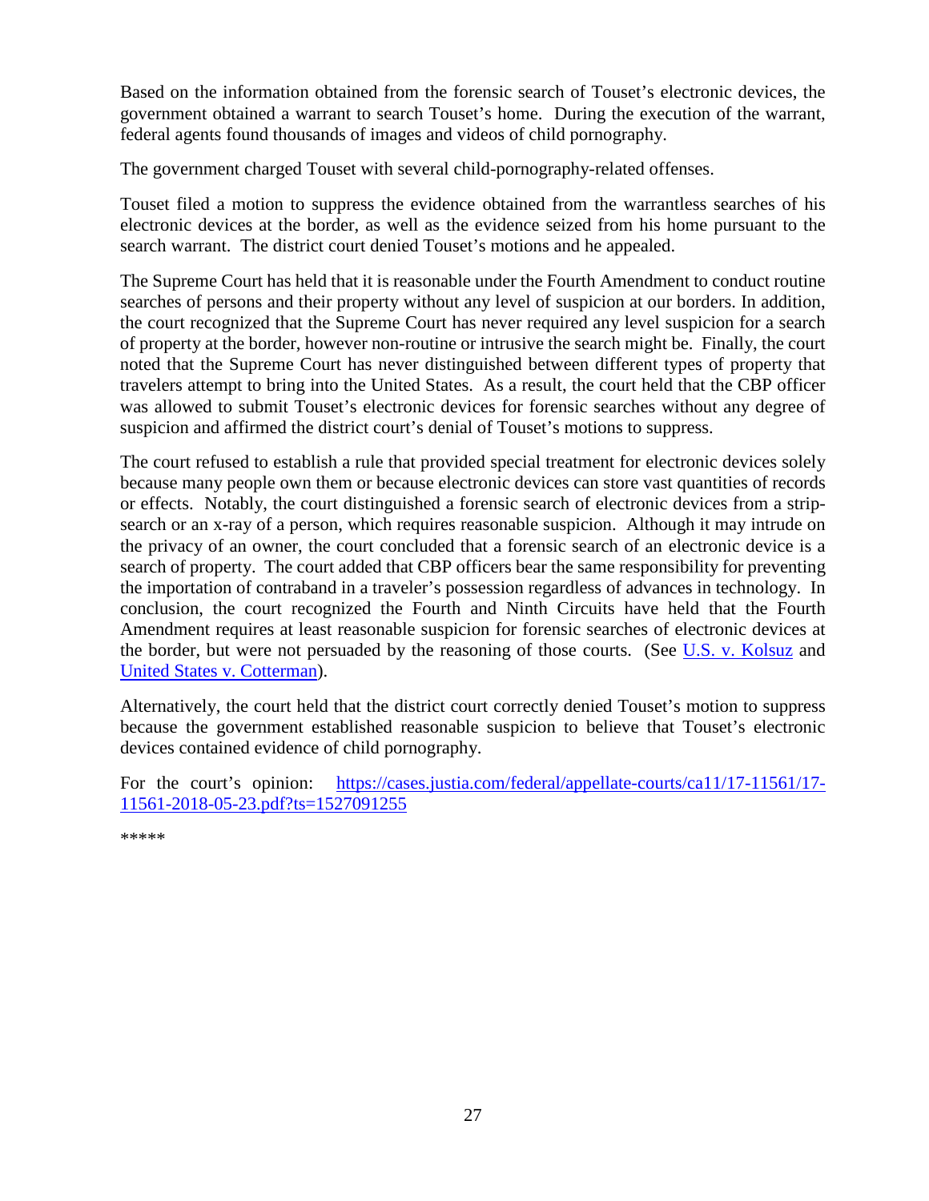Based on the information obtained from the forensic search of Touset's electronic devices, the government obtained a warrant to search Touset's home. During the execution of the warrant, federal agents found thousands of images and videos of child pornography.

The government charged Touset with several child-pornography-related offenses.

Touset filed a motion to suppress the evidence obtained from the warrantless searches of his electronic devices at the border, as well as the evidence seized from his home pursuant to the search warrant. The district court denied Touset's motions and he appealed.

The Supreme Court has held that it is reasonable under the Fourth Amendment to conduct routine searches of persons and their property without any level of suspicion at our borders. In addition, the court recognized that the Supreme Court has never required any level suspicion for a search of property at the border, however non-routine or intrusive the search might be. Finally, the court noted that the Supreme Court has never distinguished between different types of property that travelers attempt to bring into the United States. As a result, the court held that the CBP officer was allowed to submit Touset's electronic devices for forensic searches without any degree of suspicion and affirmed the district court's denial of Touset's motions to suppress.

The court refused to establish a rule that provided special treatment for electronic devices solely because many people own them or because electronic devices can store vast quantities of records or effects. Notably, the court distinguished a forensic search of electronic devices from a strip-search or an x-ray of a person, which requires reasonable suspicion. Although it may intrude on the privacy of an owner, the court concluded that a forensic search of an electronic device is a search of property. The court added that CBP officers bear the same responsibility for preventing the importation of contraband in a traveler's possession regardless of advances in technology. In conclusion, the court recognized the Fourth and Ninth Circuits have held that the Fourth Amendment requires at least reasonable suspicion for forensic searches of electronic devices at the border, but were not persuaded by the reasoning of those courts. (See U.S. v. Kolsuz and United States v. Cotterman).

Alternatively, the court held that the district court correctly denied Touset's motion to suppress because the government established reasonable suspicion to believe that Touset's electronic devices contained evidence of child pornography.

For the court's opinion: https://cases.justia.com/federal/appellate-courts/ca11/17-11561/17-11561-2018-05-23.pdf?ts=1527091255

*****